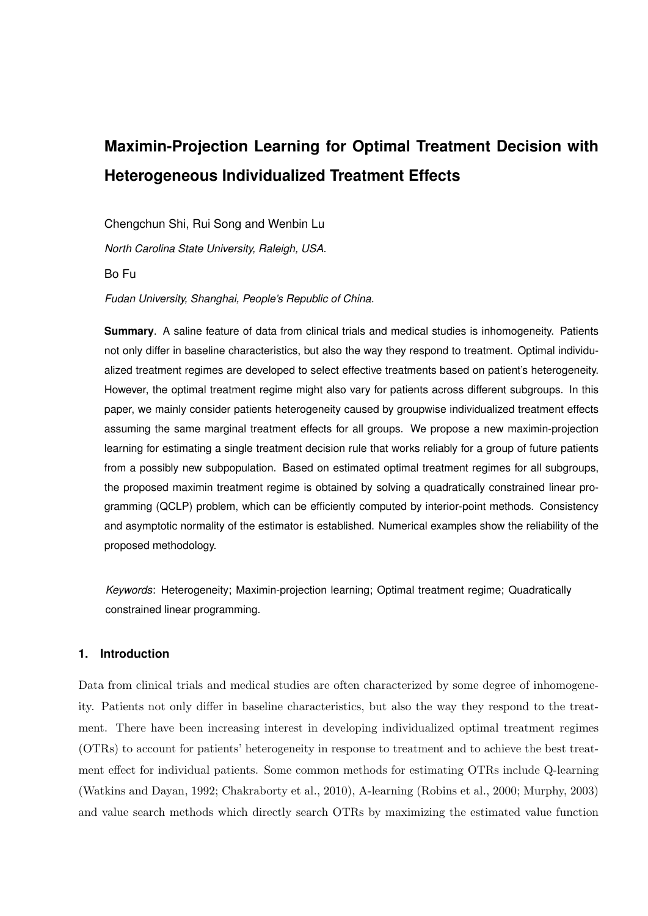# Maximin-Projection Learning for Optimal Treatment Decision with Heterogeneous Individualized Treatment Effects

Chengchun Shi, Rui Song and Wenbin Lu

*North Carolina State University, Raleigh, USA.*

Bo Fu

*Fudan University, Shanghai, People's Republic of China.*

**Summary**. A saline feature of data from clinical trials and medical studies is inhomogeneity. Patients not only differ in baseline characteristics, but also the way they respond to treatment. Optimal individualized treatment regimes are developed to select effective treatments based on patient's heterogeneity. However, the optimal treatment regime might also vary for patients across different subgroups. In this paper, we mainly consider patients heterogeneity caused by groupwise individualized treatment effects assuming the same marginal treatment effects for all groups. We propose a new maximin-projection learning for estimating a single treatment decision rule that works reliably for a group of future patients from a possibly new subpopulation. Based on estimated optimal treatment regimes for all subgroups, the proposed maximin treatment regime is obtained by solving a quadratically constrained linear programming (QCLP) problem, which can be efficiently computed by interior-point methods. Consistency and asymptotic normality of the estimator is established. Numerical examples show the reliability of the proposed methodology.

*Keywords*: Heterogeneity; Maximin-projection learning; Optimal treatment regime; Quadratically constrained linear programming.

## 1. Introduction

Data from clinical trials and medical studies are often characterized by some degree of inhomogeneity. Patients not only differ in baseline characteristics, but also the way they respond to the treatment. There have been increasing interest in developing individualized optimal treatment regimes (OTRs) to account for patients' heterogeneity in response to treatment and to achieve the best treatment effect for individual patients. Some common methods for estimating OTRs include Q-learning (Watkins and Dayan, 1992; Chakraborty et al., 2010), A-learning (Robins et al., 2000; Murphy, 2003) and value search methods which directly search OTRs by maximizing the estimated value function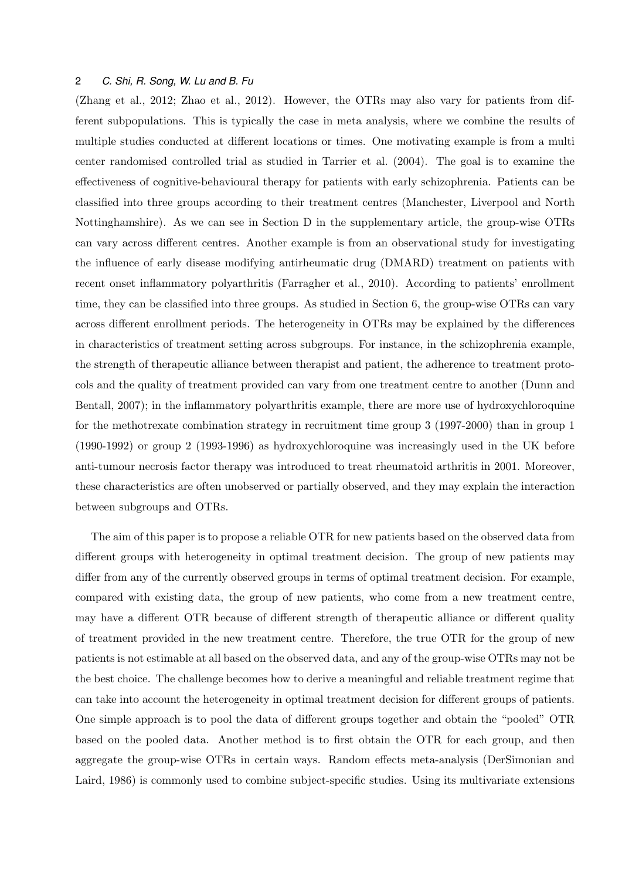(Zhang et al., 2012; Zhao et al., 2012). However, the OTRs may also vary for patients from different subpopulations. This is typically the case in meta analysis, where we combine the results of multiple studies conducted at different locations or times. One motivating example is from a multi center randomised controlled trial as studied in Tarrier et al. (2004). The goal is to examine the effectiveness of cognitive-behavioural therapy for patients with early schizophrenia. Patients can be classified into three groups according to their treatment centres (Manchester, Liverpool and North Nottinghamshire). As we can see in Section D in the supplementary article, the group-wise OTRs can vary across different centres. Another example is from an observational study for investigating the influence of early disease modifying antirheumatic drug (DMARD) treatment on patients with recent onset inflammatory polyarthritis (Farragher et al., 2010). According to patients' enrollment time, they can be classified into three groups. As studied in Section 6, the group-wise OTRs can vary across different enrollment periods. The heterogeneity in OTRs may be explained by the differences in characteristics of treatment setting across subgroups. For instance, in the schizophrenia example, the strength of therapeutic alliance between therapist and patient, the adherence to treatment protocols and the quality of treatment provided can vary from one treatment centre to another (Dunn and Bentall, 2007); in the inflammatory polyarthritis example, there are more use of hydroxychloroquine for the methotrexate combination strategy in recruitment time group 3 (1997-2000) than in group 1 (1990-1992) or group 2 (1993-1996) as hydroxychloroquine was increasingly used in the UK before anti-tumour necrosis factor therapy was introduced to treat rheumatoid arthritis in 2001. Moreover, these characteristics are often unobserved or partially observed, and they may explain the interaction between subgroups and OTRs.

The aim of this paper is to propose a reliable OTR for new patients based on the observed data from different groups with heterogeneity in optimal treatment decision. The group of new patients may differ from any of the currently observed groups in terms of optimal treatment decision. For example, compared with existing data, the group of new patients, who come from a new treatment centre, may have a different OTR because of different strength of therapeutic alliance or different quality of treatment provided in the new treatment centre. Therefore, the true OTR for the group of new patients is not estimable at all based on the observed data, and any of the group-wise OTRs may not be the best choice. The challenge becomes how to derive a meaningful and reliable treatment regime that can take into account the heterogeneity in optimal treatment decision for different groups of patients. One simple approach is to pool the data of different groups together and obtain the "pooled" OTR based on the pooled data. Another method is to first obtain the OTR for each group, and then aggregate the group-wise OTRs in certain ways. Random effects meta-analysis (DerSimonian and Laird, 1986) is commonly used to combine subject-specific studies. Using its multivariate extensions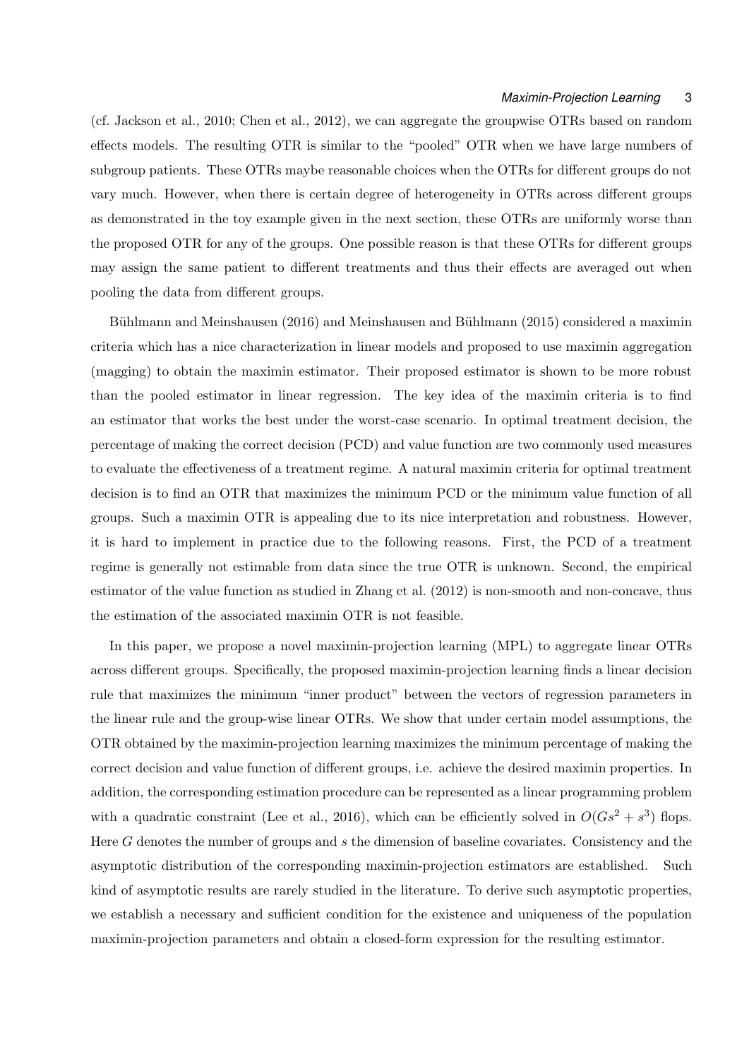(cf. Jackson et al., 2010; Chen et al., 2012), we can aggregate the groupwise OTRs based on random effects models. The resulting OTR is similar to the "pooled" OTR when we have large numbers of subgroup patients. These OTRs maybe reasonable choices when the OTRs for different groups do not vary much. However, when there is certain degree of heterogeneity in OTRs across different groups as demonstrated in the toy example given in the next section, these OTRs are uniformly worse than the proposed OTR for any of the groups. One possible reason is that these OTRs for different groups may assign the same patient to different treatments and thus their effects are averaged out when pooling the data from different groups.

Bühlmann and Meinshausen (2016) and Meinshausen and Bühlmann (2015) considered a maximin criteria which has a nice characterization in linear models and proposed to use maximin aggregation (magging) to obtain the maximin estimator. Their proposed estimator is shown to be more robust than the pooled estimator in linear regression. The key idea of the maximin criteria is to find an estimator that works the best under the worst-case scenario. In optimal treatment decision, the percentage of making the correct decision (PCD) and value function are two commonly used measures to evaluate the effectiveness of a treatment regime. A natural maximin criteria for optimal treatment decision is to find an OTR that maximizes the minimum PCD or the minimum value function of all groups. Such a maximin OTR is appealing due to its nice interpretation and robustness. However, it is hard to implement in practice due to the following reasons. First, the PCD of a treatment regime is generally not estimable from data since the true OTR is unknown. Second, the empirical estimator of the value function as studied in Zhang et al. (2012) is non-smooth and non-concave, thus the estimation of the associated maximin OTR is not feasible.

In this paper, we propose a novel maximin-projection learning (MPL) to aggregate linear OTRs across different groups. Specifically, the proposed maximin-projection learning finds a linear decision rule that maximizes the minimum "inner product" between the vectors of regression parameters in the linear rule and the group-wise linear OTRs. We show that under certain model assumptions, the OTR obtained by the maximin-projection learning maximizes the minimum percentage of making the correct decision and value function of different groups, i.e. achieve the desired maximin properties. In addition, the corresponding estimation procedure can be represented as a linear programming problem with a quadratic constraint (Lee et al., 2016), which can be efficiently solved in $O(Gs^2 + s^3)$ flops. Here $G$ denotes the number of groups and $s$ the dimension of baseline covariates. Consistency and the asymptotic distribution of the corresponding maximin-projection estimators are established. Such kind of asymptotic results are rarely studied in the literature. To derive such asymptotic properties, we establish a necessary and sufficient condition for the existence and uniqueness of the population maximin-projection parameters and obtain a closed-form expression for the resulting estimator.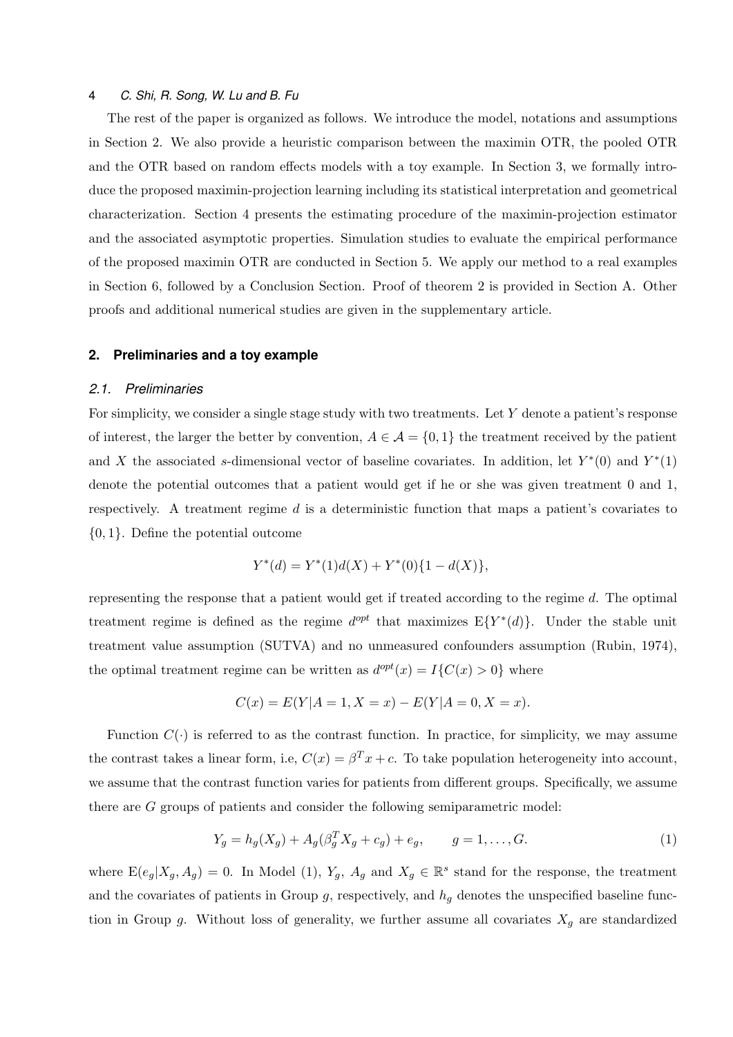The rest of the paper is organized as follows. We introduce the model, notations and assumptions in Section 2. We also provide a heuristic comparison between the maximin OTR, the pooled OTR and the OTR based on random effects models with a toy example. In Section 3, we formally introduce the proposed maximin-projection learning including its statistical interpretation and geometrical characterization. Section 4 presents the estimating procedure of the maximin-projection estimator and the associated asymptotic properties. Simulation studies to evaluate the empirical performance of the proposed maximin OTR are conducted in Section 5. We apply our method to a real examples in Section 6, followed by a Conclusion Section. Proof of theorem 2 is provided in Section A. Other proofs and additional numerical studies are given in the supplementary article.

## 2. Preliminaries and a toy example

### 2.1. Preliminaries

For simplicity, we consider a single stage study with two treatments. Let $Y$ denote a patient's response of interest, the larger the better by convention, $A \in \mathcal{A} = \{0, 1\}$ the treatment received by the patient and $X$ the associated $s$-dimensional vector of baseline covariates. In addition, let $Y^*(0)$ and $Y^*(1)$ denote the potential outcomes that a patient would get if he or she was given treatment 0 and 1, respectively. A treatment regime $d$ is a deterministic function that maps a patient's covariates to $\{0, 1\}$. Define the potential outcome

$$Y^*(d) = Y^*(1)d(X) + Y^*(0)\{1 - d(X)\},$$

representing the response that a patient would get if treated according to the regime $d$. The optimal treatment regime is defined as the regime $d^{opt}$ that maximizes $\mathrm{E}\{Y^*(d)\}$. Under the stable unit treatment value assumption (SUTVA) and no unmeasured confounders assumption (Rubin, 1974), the optimal treatment regime can be written as $d^{opt}(x) = I\{C(x) > 0\}$ where

$$C(x) = E(Y|A = 1, X = x) - E(Y|A = 0, X = x).$$

Function $C(\cdot)$ is referred to as the contrast function. In practice, for simplicity, we may assume the contrast takes a linear form, i.e, $C(x) = \beta^T x + c$. To take population heterogeneity into account, we assume that the contrast function varies for patients from different groups. Specifically, we assume there are $G$ groups of patients and consider the following semiparametric model:

$$Y_g = h_g(X_g) + A_g(\beta_g^T X_g + c_g) + e_g, \qquad g = 1, \ldots, G. \tag{1}$$

where $\mathrm{E}(e_g|X_g, A_g) = 0$. In Model (1), $Y_g$, $A_g$ and $X_g \in \mathbb{R}^s$ stand for the response, the treatment and the covariates of patients in Group $g$, respectively, and $h_g$ denotes the unspecified baseline function in Group $g$. Without loss of generality, we further assume all covariates $X_g$ are standardized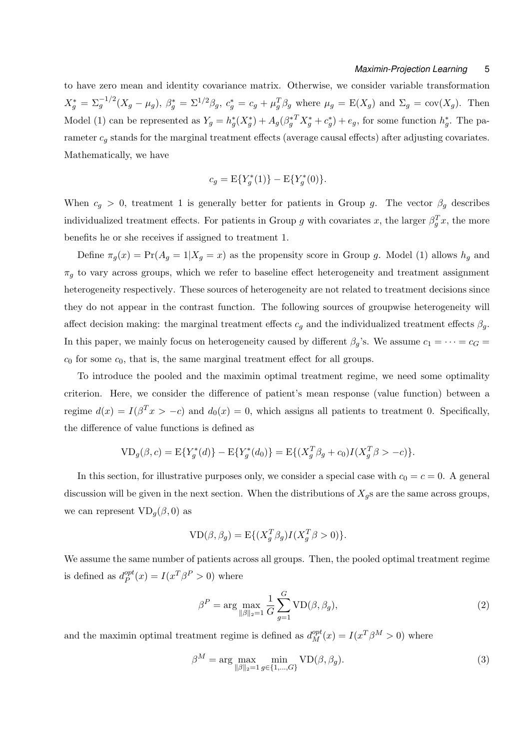to have zero mean and identity covariance matrix. Otherwise, we consider variable transformation $X_g^* = \Sigma_g^{-1/2}(X_g - \mu_g)$, $\beta_g^* = \Sigma^{1/2}\beta_g$, $c_g^* = c_g + \mu_g^T\beta_g$ where $\mu_g = \mathrm{E}(X_g)$ and $\Sigma_g = \mathrm{cov}(X_g)$. Then Model (1) can be represented as $Y_g = h_g^*(X_g^*) + A_g({\beta_g^*}^T X_g^* + c_g^*) + e_g$, for some function $h_g^*$. The parameter $c_g$ stands for the marginal treatment effects (average causal effects) after adjusting covariates. Mathematically, we have

$$c_g = \mathrm{E}\{Y_g^*(1)\} - \mathrm{E}\{Y_g^*(0)\}.$$

When $c_g > 0$, treatment 1 is generally better for patients in Group $g$. The vector $\beta_g$ describes individualized treatment effects. For patients in Group $g$ with covariates $x$, the larger $\beta_g^T x$, the more benefits he or she receives if assigned to treatment 1.

Define $\pi_g(x) = \Pr(A_g = 1|X_g = x)$ as the propensity score in Group $g$. Model (1) allows $h_g$ and $\pi_g$ to vary across groups, which we refer to baseline effect heterogeneity and treatment assignment heterogeneity respectively. These sources of heterogeneity are not related to treatment decisions since they do not appear in the contrast function. The following sources of groupwise heterogeneity will affect decision making: the marginal treatment effects $c_g$ and the individualized treatment effects $\beta_g$. In this paper, we mainly focus on heterogeneity caused by different $\beta_g$'s. We assume $c_1 = \cdots = c_G = c_0$ for some $c_0$, that is, the same marginal treatment effect for all groups.

To introduce the pooled and the maximin optimal treatment regime, we need some optimality criterion. Here, we consider the difference of patient's mean response (value function) between a regime $d(x) = I(\beta^T x > -c)$ and $d_0(x) = 0$, which assigns all patients to treatment 0. Specifically, the difference of value functions is defined as

$$\mathrm{VD}_g(\beta, c) = \mathrm{E}\{Y_g^*(d)\} - \mathrm{E}\{Y_g^*(d_0)\} = \mathrm{E}\{(X_g^T\beta_g + c_0)I(X_g^T\beta > -c)\}.$$

In this section, for illustrative purposes only, we consider a special case with $c_0 = c = 0$. A general discussion will be given in the next section. When the distributions of $X_g$s are the same across groups, we can represent $\mathrm{VD}_g(\beta, 0)$ as

$$\mathrm{VD}(\beta, \beta_g) = \mathrm{E}\{(X_g^T\beta_g)I(X_g^T\beta > 0)\}.$$

We assume the same number of patients across all groups. Then, the pooled optimal treatment regime is defined as $d_P^{opt}(x) = I(x^T\beta^P > 0)$ where

$$\beta^P = \arg\max_{\|\beta\|_2=1} \frac{1}{G}\sum_{g=1}^{G} \mathrm{VD}(\beta, \beta_g), \tag{2}$$

and the maximin optimal treatment regime is defined as $d_M^{opt}(x) = I(x^T\beta^M > 0)$ where

$$\beta^M = \arg\max_{\|\beta\|_2=1} \min_{g\in\{1,\ldots,G\}} \mathrm{VD}(\beta, \beta_g). \tag{3}$$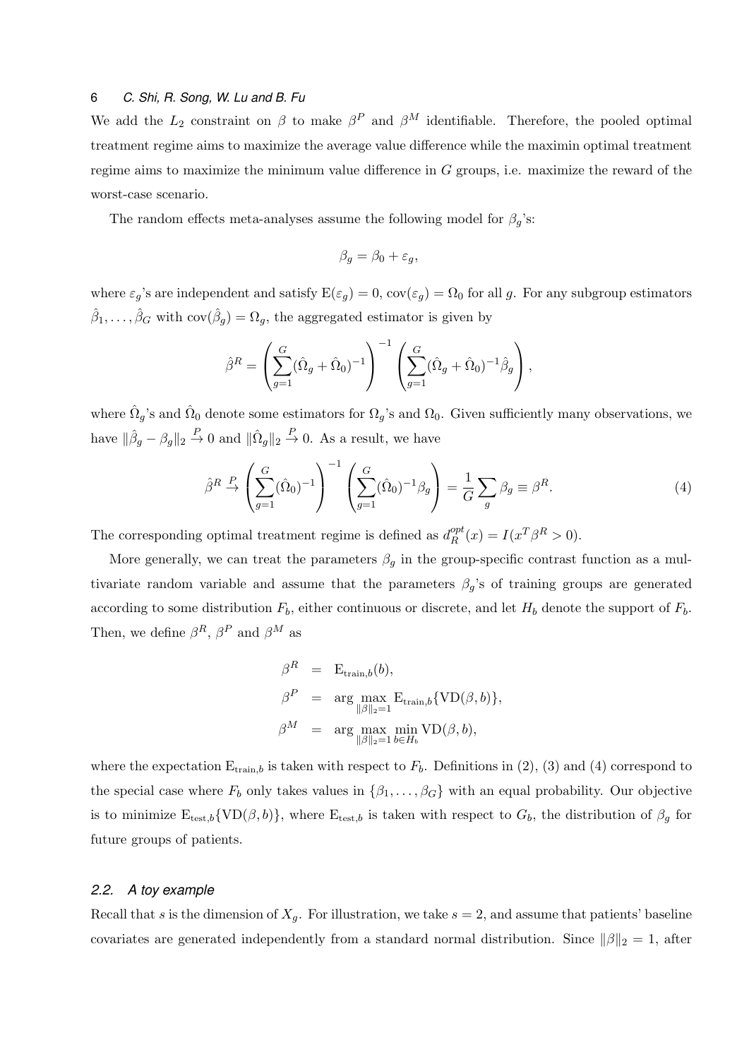We add the $L_2$ constraint on $\beta$ to make $\beta^P$ and $\beta^M$ identifiable. Therefore, the pooled optimal treatment regime aims to maximize the average value difference while the maximin optimal treatment regime aims to maximize the minimum value difference in $G$ groups, i.e. maximize the reward of the worst-case scenario.

The random effects meta-analyses assume the following model for $\beta_g$'s:

$$\beta_g = \beta_0 + \varepsilon_g,$$

where $\varepsilon_g$'s are independent and satisfy $\mathrm{E}(\varepsilon_g) = 0$, $\mathrm{cov}(\varepsilon_g) = \Omega_0$ for all $g$. For any subgroup estimators $\hat{\beta}_1, \ldots, \hat{\beta}_G$ with $\mathrm{cov}(\hat{\beta}_g) = \Omega_g$, the aggregated estimator is given by

$$\hat{\beta}^R = \left( \sum_{g=1}^{G} (\hat{\Omega}_g + \hat{\Omega}_0)^{-1} \right)^{-1} \left( \sum_{g=1}^{G} (\hat{\Omega}_g + \hat{\Omega}_0)^{-1} \hat{\beta}_g \right),$$

where $\hat{\Omega}_g$'s and $\hat{\Omega}_0$ denote some estimators for $\Omega_g$'s and $\Omega_0$. Given sufficiently many observations, we have $\|\hat{\beta}_g - \beta_g\|_2 \xrightarrow{P} 0$ and $\|\hat{\Omega}_g\|_2 \xrightarrow{P} 0$. As a result, we have

$$\hat{\beta}^R \xrightarrow{P} \left( \sum_{g=1}^{G} (\hat{\Omega}_0)^{-1} \right)^{-1} \left( \sum_{g=1}^{G} (\hat{\Omega}_0)^{-1} \beta_g \right) = \frac{1}{G} \sum_{g} \beta_g \equiv \beta^R. \tag{4}$$

The corresponding optimal treatment regime is defined as $d_R^{opt}(x) = I(x^T \beta^R > 0)$.

More generally, we can treat the parameters $\beta_g$ in the group-specific contrast function as a multivariate random variable and assume that the parameters $\beta_g$'s of training groups are generated according to some distribution $F_b$, either continuous or discrete, and let $H_b$ denote the support of $F_b$. Then, we define $\beta^R$, $\beta^P$ and $\beta^M$ as

$$\begin{aligned}
\beta^R &= \mathrm{E}_{\mathrm{train},b}(b), \\
\beta^P &= \arg\max_{\|\beta\|_2 = 1} \mathrm{E}_{\mathrm{train},b}\{\mathrm{VD}(\beta, b)\}, \\
\beta^M &= \arg\max_{\|\beta\|_2 = 1} \min_{b \in H_b} \mathrm{VD}(\beta, b),
\end{aligned}$$

where the expectation $\mathrm{E}_{\mathrm{train},b}$ is taken with respect to $F_b$. Definitions in (2), (3) and (4) correspond to the special case where $F_b$ only takes values in $\{\beta_1, \ldots, \beta_G\}$ with an equal probability. Our objective is to minimize $\mathrm{E}_{\mathrm{test},b}\{\mathrm{VD}(\beta, b)\}$, where $\mathrm{E}_{\mathrm{test},b}$ is taken with respect to $G_b$, the distribution of $\beta_g$ for future groups of patients.

### 2.2. *A toy example*

Recall that $s$ is the dimension of $X_g$. For illustration, we take $s = 2$, and assume that patients' baseline covariates are generated independently from a standard normal distribution. Since $\|\beta\|_2 = 1$, after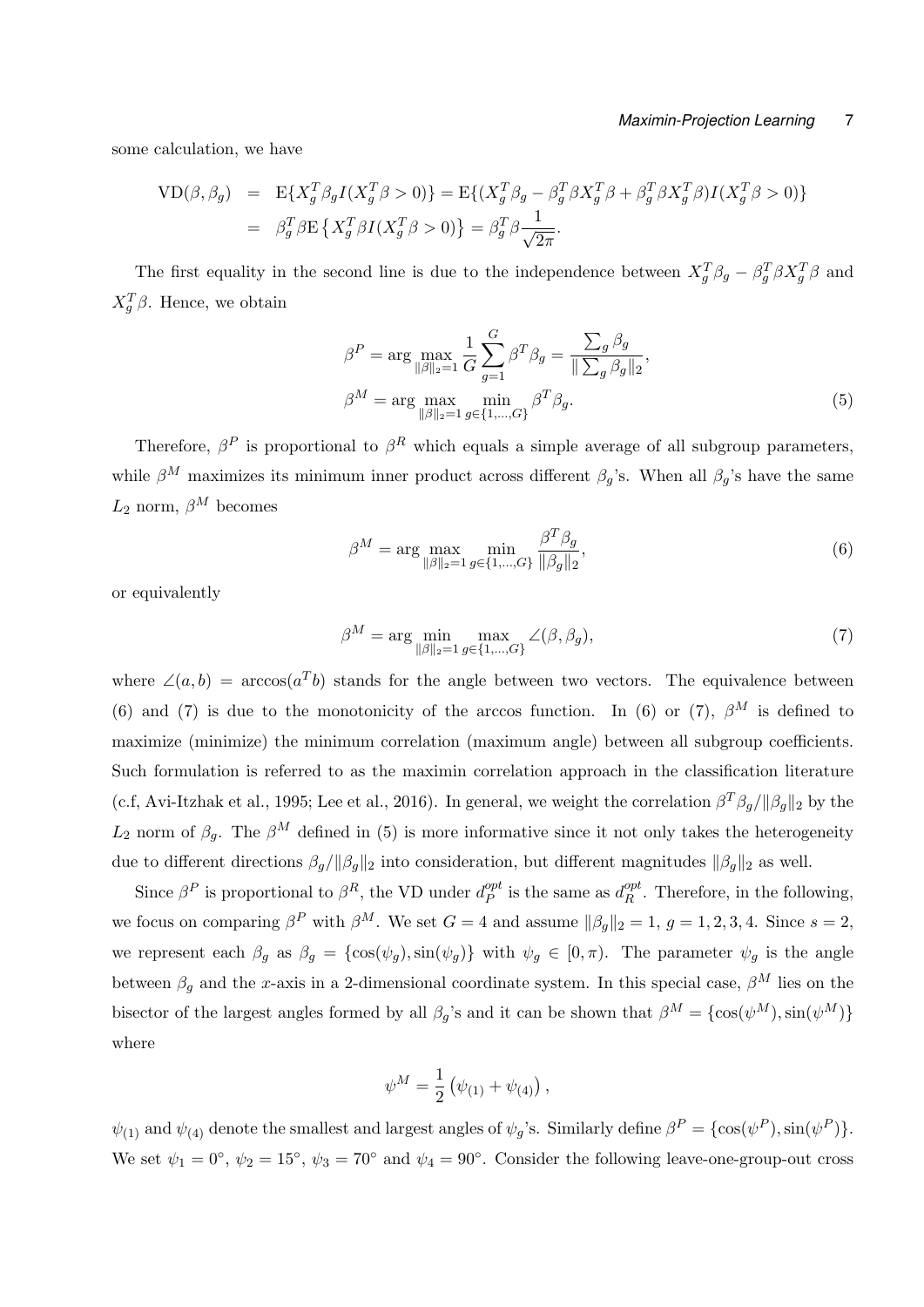some calculation, we have

$$
\begin{aligned}
\text{VD}(\beta, \beta_g) &= \text{E}\{X_g^T\beta_g I(X_g^T\beta > 0)\} = \text{E}\{(X_g^T\beta_g - \beta_g^T\beta X_g^T\beta + \beta_g^T\beta X_g^T\beta)I(X_g^T\beta > 0)\} \\
&= \beta_g^T\beta\text{E}\left\{X_g^T\beta I(X_g^T\beta > 0)\right\} = \beta_g^T\beta\frac{1}{\sqrt{2\pi}}.
\end{aligned}
$$

The first equality in the second line is due to the independence between $X_g^T\beta_g - \beta_g^T\beta X_g^T\beta$ and $X_g^T\beta$. Hence, we obtain

$$
\begin{aligned}
\beta^P &= \arg\max_{\|\beta\|_2=1} \frac{1}{G}\sum_{g=1}^{G}\beta^T\beta_g = \frac{\sum_g \beta_g}{\|\sum_g \beta_g\|_2}, \\
\beta^M &= \arg\max_{\|\beta\|_2=1} \min_{g\in\{1,\ldots,G\}} \beta^T\beta_g. \qquad (5)
\end{aligned}
$$

Therefore, $\beta^P$ is proportional to $\beta^R$ which equals a simple average of all subgroup parameters, while $\beta^M$ maximizes its minimum inner product across different $\beta_g$'s. When all $\beta_g$'s have the same $L_2$ norm, $\beta^M$ becomes

$$
\beta^M = \arg\max_{\|\beta\|_2=1} \min_{g\in\{1,\ldots,G\}} \frac{\beta^T\beta_g}{\|\beta_g\|_2}, \qquad (6)
$$

or equivalently

$$
\beta^M = \arg\min_{\|\beta\|_2=1} \max_{g\in\{1,\ldots,G\}} \angle(\beta, \beta_g), \qquad (7)
$$

where $\angle(a, b) = \arccos(a^Tb)$ stands for the angle between two vectors. The equivalence between (6) and (7) is due to the monotonicity of the arccos function. In (6) or (7), $\beta^M$ is defined to maximize (minimize) the minimum correlation (maximum angle) between all subgroup coefficients. Such formulation is referred to as the maximin correlation approach in the classification literature (c.f, Avi-Itzhak et al., 1995; Lee et al., 2016). In general, we weight the correlation $\beta^T\beta_g/\|\beta_g\|_2$ by the $L_2$ norm of $\beta_g$. The $\beta^M$ defined in (5) is more informative since it not only takes the heterogeneity due to different directions $\beta_g/\|\beta_g\|_2$ into consideration, but different magnitudes $\|\beta_g\|_2$ as well.

Since $\beta^P$ is proportional to $\beta^R$, the VD under $d_P^{opt}$ is the same as $d_R^{opt}$. Therefore, in the following, we focus on comparing $\beta^P$ with $\beta^M$. We set $G = 4$ and assume $\|\beta_g\|_2 = 1$, $g = 1, 2, 3, 4$. Since $s = 2$, we represent each $\beta_g$ as $\beta_g = \{\cos(\psi_g), \sin(\psi_g)\}$ with $\psi_g \in [0, \pi)$. The parameter $\psi_g$ is the angle between $\beta_g$ and the $x$-axis in a 2-dimensional coordinate system. In this special case, $\beta^M$ lies on the bisector of the largest angles formed by all $\beta_g$'s and it can be shown that $\beta^M = \{\cos(\psi^M), \sin(\psi^M)\}$ where

$$
\psi^M = \frac{1}{2}\left(\psi_{(1)} + \psi_{(4)}\right),
$$

$\psi_{(1)}$ and $\psi_{(4)}$ denote the smallest and largest angles of $\psi_g$'s. Similarly define $\beta^P = \{\cos(\psi^P), \sin(\psi^P)\}$. We set $\psi_1 = 0^\circ$, $\psi_2 = 15^\circ$, $\psi_3 = 70^\circ$ and $\psi_4 = 90^\circ$. Consider the following leave-one-group-out cross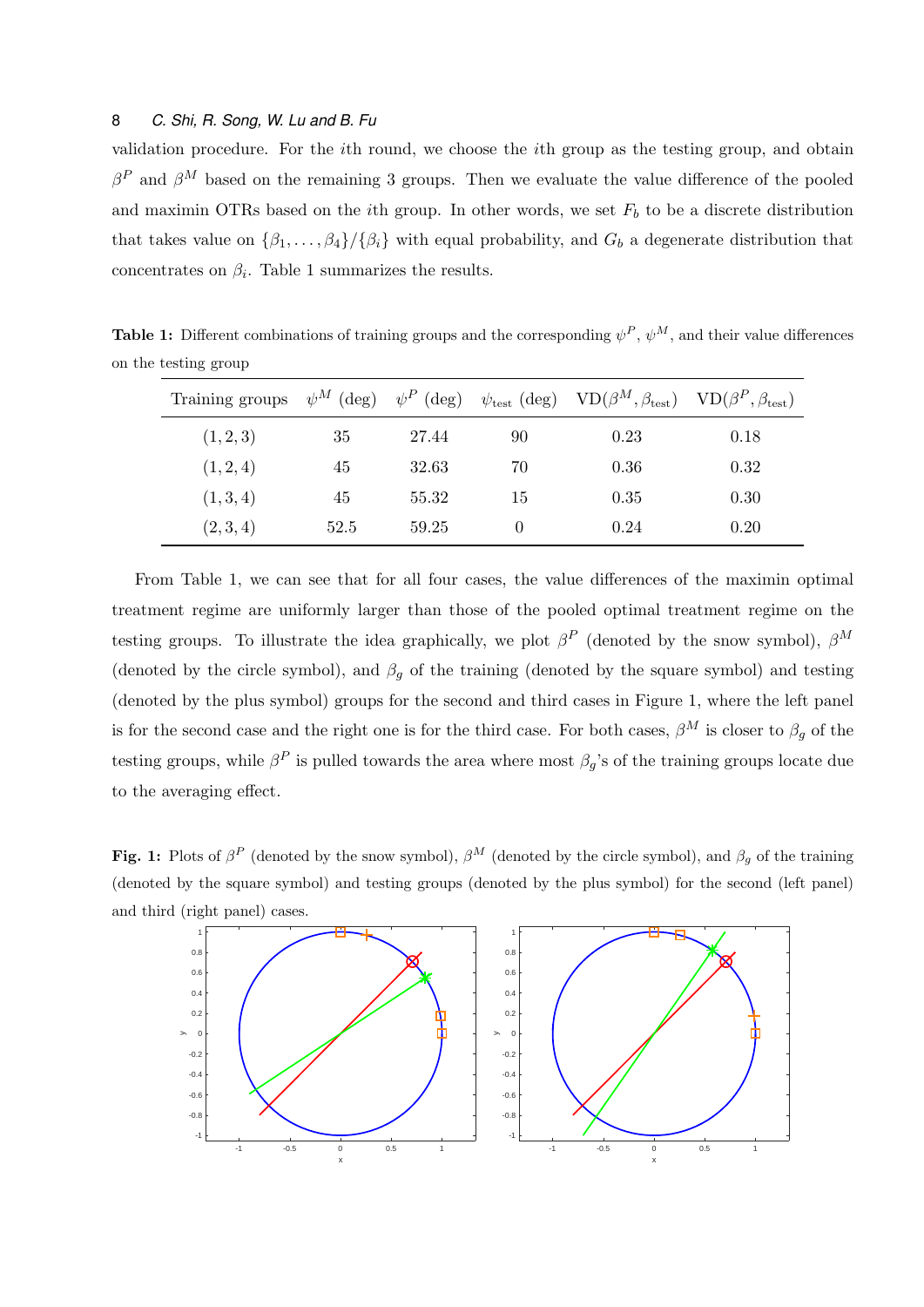validation procedure. For the $i$th round, we choose the $i$th group as the testing group, and obtain $\beta^P$ and $\beta^M$ based on the remaining 3 groups. Then we evaluate the value difference of the pooled and maximin OTRs based on the $i$th group. In other words, we set $F_b$ to be a discrete distribution that takes value on $\{\beta_1, \ldots, \beta_4\}/\{\beta_i\}$ with equal probability, and $G_b$ a degenerate distribution that concentrates on $\beta_i$. Table 1 summarizes the results.

**Table 1:** Different combinations of training groups and the corresponding $\psi^P$, $\psi^M$, and their value differences on the testing group

| Training groups | $\psi^M$ (deg) | $\psi^P$ (deg) | $\psi_{\text{test}}$ (deg) | $\text{VD}(\beta^M, \beta_{\text{test}})$ | $\text{VD}(\beta^P, \beta_{\text{test}})$ |
|---|---|---|---|---|---|
| $(1, 2, 3)$ | 35 | 27.44 | 90 | 0.23 | 0.18 |
| $(1, 2, 4)$ | 45 | 32.63 | 70 | 0.36 | 0.32 |
| $(1, 3, 4)$ | 45 | 55.32 | 15 | 0.35 | 0.30 |
| $(2, 3, 4)$ | 52.5 | 59.25 | 0 | 0.24 | 0.20 |

From Table 1, we can see that for all four cases, the value differences of the maximin optimal treatment regime are uniformly larger than those of the pooled optimal treatment regime on the testing groups. To illustrate the idea graphically, we plot $\beta^P$ (denoted by the snow symbol), $\beta^M$ (denoted by the circle symbol), and $\beta_g$ of the training (denoted by the square symbol) and testing (denoted by the plus symbol) groups for the second and third cases in Figure 1, where the left panel is for the second case and the right one is for the third case. For both cases, $\beta^M$ is closer to $\beta_g$ of the testing groups, while $\beta^P$ is pulled towards the area where most $\beta_g$'s of the training groups locate due to the averaging effect.

**Fig. 1:** Plots of $\beta^P$ (denoted by the snow symbol), $\beta^M$ (denoted by the circle symbol), and $\beta_g$ of the training (denoted by the square symbol) and testing groups (denoted by the plus symbol) for the second (left panel) and third (right panel) cases.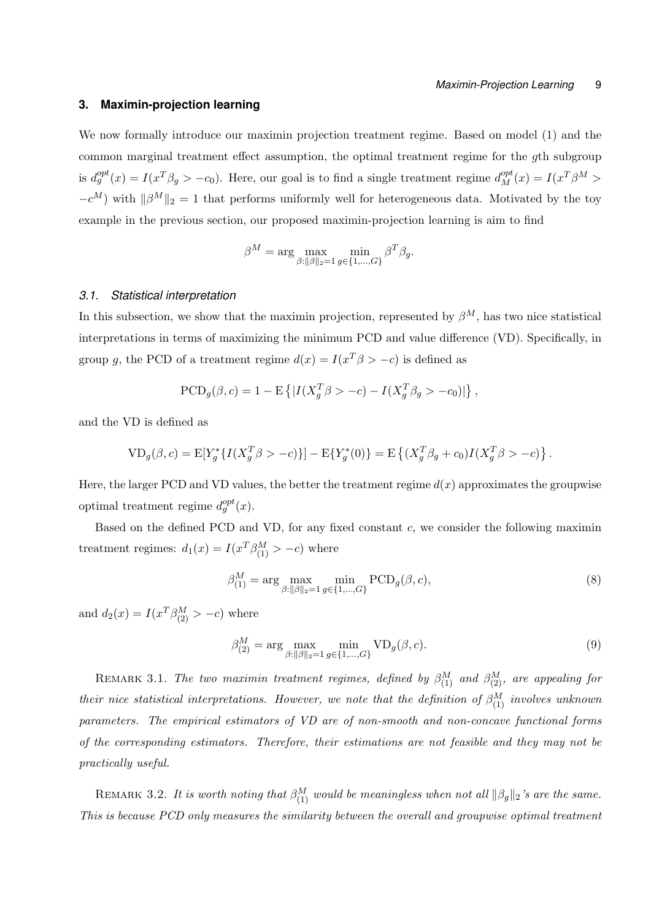## 3. Maximin-projection learning

We now formally introduce our maximin projection treatment regime. Based on model (1) and the common marginal treatment effect assumption, the optimal treatment regime for the $g$th subgroup is $d_g^{opt}(x) = I(x^T\beta_g > -c_0)$. Here, our goal is to find a single treatment regime $d_M^{opt}(x) = I(x^T\beta^M > -c^M)$ with $\|\beta^M\|_2 = 1$ that performs uniformly well for heterogeneous data. Motivated by the toy example in the previous section, our proposed maximin-projection learning is aim to find

$$\beta^M = \arg \max_{\beta:\|\beta\|_2=1} \min_{g\in\{1,\ldots,G\}} \beta^T\beta_g.$$

### 3.1. Statistical interpretation

In this subsection, we show that the maximin projection, represented by $\beta^M$, has two nice statistical interpretations in terms of maximizing the minimum PCD and value difference (VD). Specifically, in group $g$, the PCD of a treatment regime $d(x) = I(x^T\beta > -c)$ is defined as

$$\mathrm{PCD}_g(\beta, c) = 1 - \mathrm{E}\left\{|I(X_g^T\beta > -c) - I(X_g^T\beta_g > -c_0)|\right\},$$

and the VD is defined as

$$\mathrm{VD}_g(\beta, c) = \mathrm{E}[Y_g^*\{I(X_g^T\beta > -c)\}] - \mathrm{E}\{Y_g^*(0)\} = \mathrm{E}\left\{(X_g^T\beta_g + c_0)I(X_g^T\beta > -c)\right\}.$$

Here, the larger PCD and VD values, the better the treatment regime $d(x)$ approximates the groupwise optimal treatment regime $d_g^{opt}(x)$.

Based on the defined PCD and VD, for any fixed constant $c$, we consider the following maximin treatment regimes: $d_1(x) = I(x^T\beta_{(1)}^M > -c)$ where

$$\beta_{(1)}^M = \arg \max_{\beta:\|\beta\|_2=1} \min_{g\in\{1,\ldots,G\}} \mathrm{PCD}_g(\beta, c), \tag{8}$$

and $d_2(x) = I(x^T\beta_{(2)}^M > -c)$ where

$$\beta_{(2)}^M = \arg \max_{\beta:\|\beta\|_2=1} \min_{g\in\{1,\ldots,G\}} \mathrm{VD}_g(\beta, c). \tag{9}$$

Remark 3.1. *The two maximin treatment regimes, defined by $\beta_{(1)}^M$ and $\beta_{(2)}^M$, are appealing for their nice statistical interpretations. However, we note that the definition of $\beta_{(1)}^M$ involves unknown parameters. The empirical estimators of VD are of non-smooth and non-concave functional forms of the corresponding estimators. Therefore, their estimations are not feasible and they may not be practically useful.*

Remark 3.2. *It is worth noting that $\beta_{(1)}^M$ would be meaningless when not all $\|\beta_g\|_2$'s are the same. This is because PCD only measures the similarity between the overall and groupwise optimal treatment*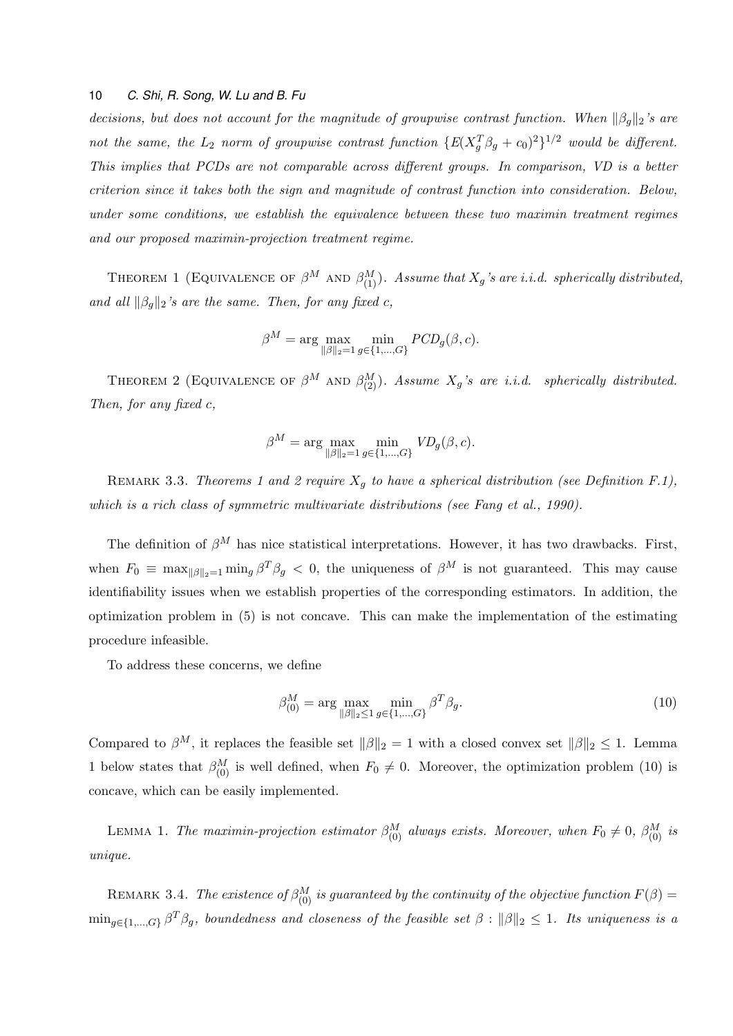*decisions, but does not account for the magnitude of groupwise contrast function. When $\|\beta_g\|_2$'s are not the same, the $L_2$ norm of groupwise contrast function $\{E(X_g^T\beta_g + c_0)^2\}^{1/2}$ would be different. This implies that PCDs are not comparable across different groups. In comparison, VD is a better criterion since it takes both the sign and magnitude of contrast function into consideration. Below, under some conditions, we establish the equivalence between these two maximin treatment regimes and our proposed maximin-projection treatment regime.*

THEOREM 1 (EQUIVALENCE OF $\beta^M$ AND $\beta^M_{(1)}$). *Assume that $X_g$'s are i.i.d. spherically distributed, and all $\|\beta_g\|_2$'s are the same. Then, for any fixed c,*

$$\beta^M = \arg\max_{\|\beta\|_2=1} \min_{g\in\{1,\ldots,G\}} PCD_g(\beta, c).$$

THEOREM 2 (EQUIVALENCE OF $\beta^M$ AND $\beta^M_{(2)}$). *Assume $X_g$'s are i.i.d. spherically distributed. Then, for any fixed c,*

$$\beta^M = \arg\max_{\|\beta\|_2=1} \min_{g\in\{1,\ldots,G\}} VD_g(\beta, c).$$

REMARK 3.3. *Theorems 1 and 2 require $X_g$ to have a spherical distribution (see Definition F.1), which is a rich class of symmetric multivariate distributions (see Fang et al., 1990).*

The definition of $\beta^M$ has nice statistical interpretations. However, it has two drawbacks. First, when $F_0 \equiv \max_{\|\beta\|_2=1} \min_g \beta^T\beta_g < 0$, the uniqueness of $\beta^M$ is not guaranteed. This may cause identifiability issues when we establish properties of the corresponding estimators. In addition, the optimization problem in (5) is not concave. This can make the implementation of the estimating procedure infeasible.

To address these concerns, we define

$$\beta^M_{(0)} = \arg\max_{\|\beta\|_2\le 1} \min_{g\in\{1,\ldots,G\}} \beta^T\beta_g. \tag{10}$$

Compared to $\beta^M$, it replaces the feasible set $\|\beta\|_2 = 1$ with a closed convex set $\|\beta\|_2 \le 1$. Lemma 1 below states that $\beta^M_{(0)}$ is well defined, when $F_0 \neq 0$. Moreover, the optimization problem (10) is concave, which can be easily implemented.

LEMMA 1. *The maximin-projection estimator $\beta^M_{(0)}$ always exists. Moreover, when $F_0 \neq 0$, $\beta^M_{(0)}$ is unique.*

REMARK 3.4. *The existence of $\beta^M_{(0)}$ is guaranteed by the continuity of the objective function $F(\beta) = \min_{g\in\{1,\ldots,G\}} \beta^T\beta_g$, boundedness and closeness of the feasible set $\beta : \|\beta\|_2 \le 1$. Its uniqueness is a*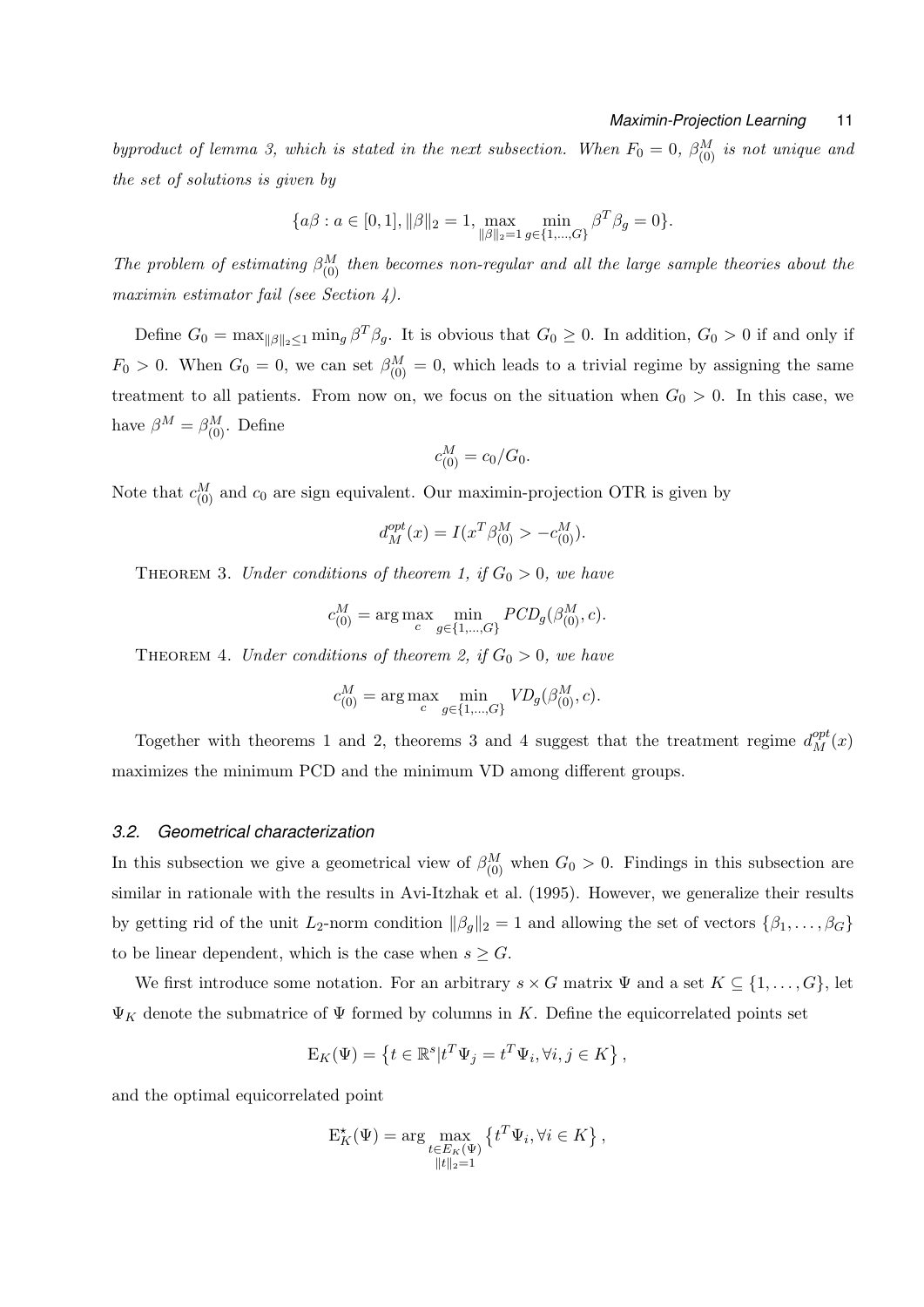*byproduct of lemma 3, which is stated in the next subsection. When $F_0 = 0$, $\beta^M_{(0)}$ is not unique and the set of solutions is given by*

$$\{a\beta : a \in [0,1], \|\beta\|_2 = 1, \max_{\|\beta\|_2=1} \min_{g\in\{1,\ldots,G\}} \beta^T\beta_g = 0\}.$$

*The problem of estimating $\beta^M_{(0)}$ then becomes non-regular and all the large sample theories about the maximin estimator fail (see Section 4).*

Define $G_0 = \max_{\|\beta\|_2 \le 1} \min_g \beta^T\beta_g$. It is obvious that $G_0 \ge 0$. In addition, $G_0 > 0$ if and only if $F_0 > 0$. When $G_0 = 0$, we can set $\beta^M_{(0)} = 0$, which leads to a trivial regime by assigning the same treatment to all patients. From now on, we focus on the situation when $G_0 > 0$. In this case, we have $\beta^M = \beta^M_{(0)}$. Define

$$c^M_{(0)} = c_0/G_0.$$

Note that $c^M_{(0)}$ and $c_0$ are sign equivalent. Our maximin-projection OTR is given by

$$d^{opt}_M(x) = I(x^T\beta^M_{(0)} > -c^M_{(0)}).$$

THEOREM 3. *Under conditions of theorem 1, if $G_0 > 0$, we have*

$$c^M_{(0)} = \arg\max_c \min_{g\in\{1,\ldots,G\}} PCD_g(\beta^M_{(0)}, c).$$

THEOREM 4. *Under conditions of theorem 2, if $G_0 > 0$, we have*

$$c^M_{(0)} = \arg\max_c \min_{g\in\{1,\ldots,G\}} VD_g(\beta^M_{(0)}, c).$$

Together with theorems 1 and 2, theorems 3 and 4 suggest that the treatment regime $d^{opt}_M(x)$ maximizes the minimum PCD and the minimum VD among different groups.

### *3.2. Geometrical characterization*

In this subsection we give a geometrical view of $\beta^M_{(0)}$ when $G_0 > 0$. Findings in this subsection are similar in rationale with the results in Avi-Itzhak et al. (1995). However, we generalize their results by getting rid of the unit $L_2$-norm condition $\|\beta_g\|_2 = 1$ and allowing the set of vectors $\{\beta_1, \ldots, \beta_G\}$ to be linear dependent, which is the case when $s \ge G$.

We first introduce some notation. For an arbitrary $s \times G$ matrix $\Psi$ and a set $K \subseteq \{1, \ldots, G\}$, let $\Psi_K$ denote the submatrice of $\Psi$ formed by columns in $K$. Define the equicorrelated points set

$$\mathrm{E}_K(\Psi) = \left\{t \in \mathbb{R}^s | t^T\Psi_j = t^T\Psi_i, \forall i,j \in K\right\},$$

and the optimal equicorrelated point

$$\mathrm{E}^\star_K(\Psi) = \arg\max_{\substack{t\in E_K(\Psi)\\ \|t\|_2=1}} \left\{t^T\Psi_i, \forall i \in K\right\},$$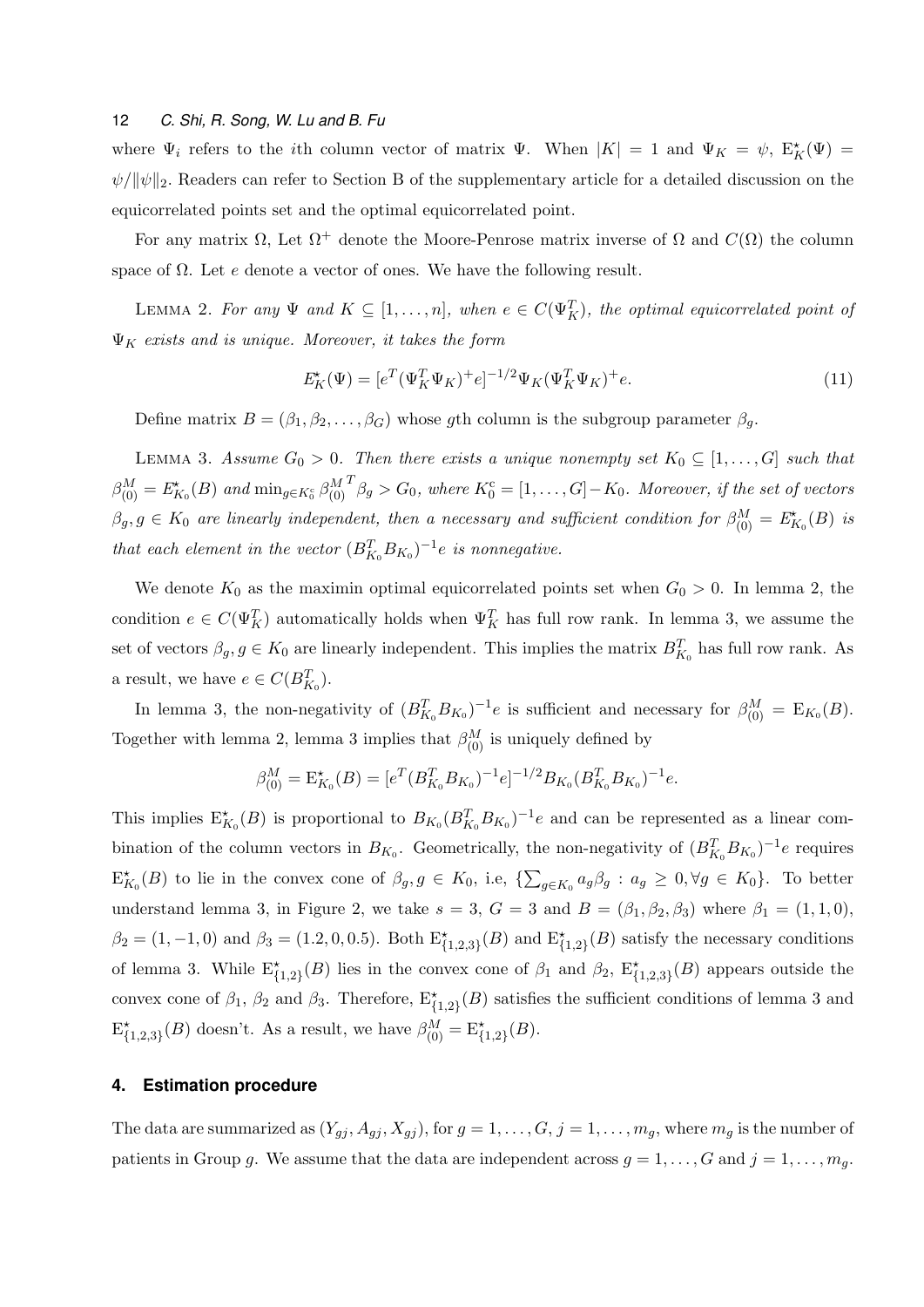where $\Psi_i$ refers to the $i$th column vector of matrix $\Psi$. When $|K| = 1$ and $\Psi_K = \psi$, $\mathrm{E}^\star_K(\Psi) = \psi/\|\psi\|_2$. Readers can refer to Section B of the supplementary article for a detailed discussion on the equicorrelated points set and the optimal equicorrelated point.

For any matrix $\Omega$, Let $\Omega^+$ denote the Moore-Penrose matrix inverse of $\Omega$ and $C(\Omega)$ the column space of $\Omega$. Let $e$ denote a vector of ones. We have the following result.

LEMMA 2. *For any $\Psi$ and $K \subseteq [1, \ldots, n]$, when $e \in C(\Psi_K^T)$, the optimal equicorrelated point of $\Psi_K$ exists and is unique. Moreover, it takes the form*

$$E^\star_K(\Psi) = [e^T(\Psi_K^T\Psi_K)^+e]^{-1/2}\Psi_K(\Psi_K^T\Psi_K)^+e. \tag{11}$$

Define matrix $B = (\beta_1, \beta_2, \ldots, \beta_G)$ whose $g$th column is the subgroup parameter $\beta_g$.

LEMMA 3. *Assume $G_0 > 0$. Then there exists a unique nonempty set $K_0 \subseteq [1, \ldots, G]$ such that $\beta^M_{(0)} = E^\star_{K_0}(B)$ and $\min_{g \in K_0^c} {\beta^M_{(0)}}^T \beta_g > G_0$, where $K_0^c = [1, \ldots, G] - K_0$. Moreover, if the set of vectors $\beta_g, g \in K_0$ are linearly independent, then a necessary and sufficient condition for $\beta^M_{(0)} = E^\star_{K_0}(B)$ is that each element in the vector $(B_{K_0}^T B_{K_0})^{-1}e$ is nonnegative.*

We denote $K_0$ as the maximin optimal equicorrelated points set when $G_0 > 0$. In lemma 2, the condition $e \in C(\Psi_K^T)$ automatically holds when $\Psi_K^T$ has full row rank. In lemma 3, we assume the set of vectors $\beta_g, g \in K_0$ are linearly independent. This implies the matrix $B_{K_0}^T$ has full row rank. As a result, we have $e \in C(B_{K_0}^T)$.

In lemma 3, the non-negativity of $(B_{K_0}^T B_{K_0})^{-1}e$ is sufficient and necessary for $\beta^M_{(0)} = \mathrm{E}_{K_0}(B)$. Together with lemma 2, lemma 3 implies that $\beta^M_{(0)}$ is uniquely defined by

$$\beta^M_{(0)} = \mathrm{E}^\star_{K_0}(B) = [e^T(B_{K_0}^T B_{K_0})^{-1}e]^{-1/2} B_{K_0}(B_{K_0}^T B_{K_0})^{-1}e.$$

This implies $\mathrm{E}^\star_{K_0}(B)$ is proportional to $B_{K_0}(B_{K_0}^T B_{K_0})^{-1}e$ and can be represented as a linear combination of the column vectors in $B_{K_0}$. Geometrically, the non-negativity of $(B_{K_0}^T B_{K_0})^{-1}e$ requires $\mathrm{E}^\star_{K_0}(B)$ to lie in the convex cone of $\beta_g, g \in K_0$, i.e, $\{\sum_{g \in K_0} a_g \beta_g : a_g \geq 0, \forall g \in K_0\}$. To better understand lemma 3, in Figure 2, we take $s = 3$, $G = 3$ and $B = (\beta_1, \beta_2, \beta_3)$ where $\beta_1 = (1, 1, 0)$, $\beta_2 = (1, -1, 0)$ and $\beta_3 = (1.2, 0, 0.5)$. Both $\mathrm{E}^\star_{\{1,2,3\}}(B)$ and $\mathrm{E}^\star_{\{1,2\}}(B)$ satisfy the necessary conditions of lemma 3. While $\mathrm{E}^\star_{\{1,2\}}(B)$ lies in the convex cone of $\beta_1$ and $\beta_2$, $\mathrm{E}^\star_{\{1,2,3\}}(B)$ appears outside the convex cone of $\beta_1$, $\beta_2$ and $\beta_3$. Therefore, $\mathrm{E}^\star_{\{1,2\}}(B)$ satisfies the sufficient conditions of lemma 3 and $\mathrm{E}^\star_{\{1,2,3\}}(B)$ doesn't. As a result, we have $\beta^M_{(0)} = \mathrm{E}^\star_{\{1,2\}}(B)$.

## 4. Estimation procedure

The data are summarized as $(Y_{gj}, A_{gj}, X_{gj})$, for $g = 1, \ldots, G$, $j = 1, \ldots, m_g$, where $m_g$ is the number of patients in Group $g$. We assume that the data are independent across $g = 1, \ldots, G$ and $j = 1, \ldots, m_g$.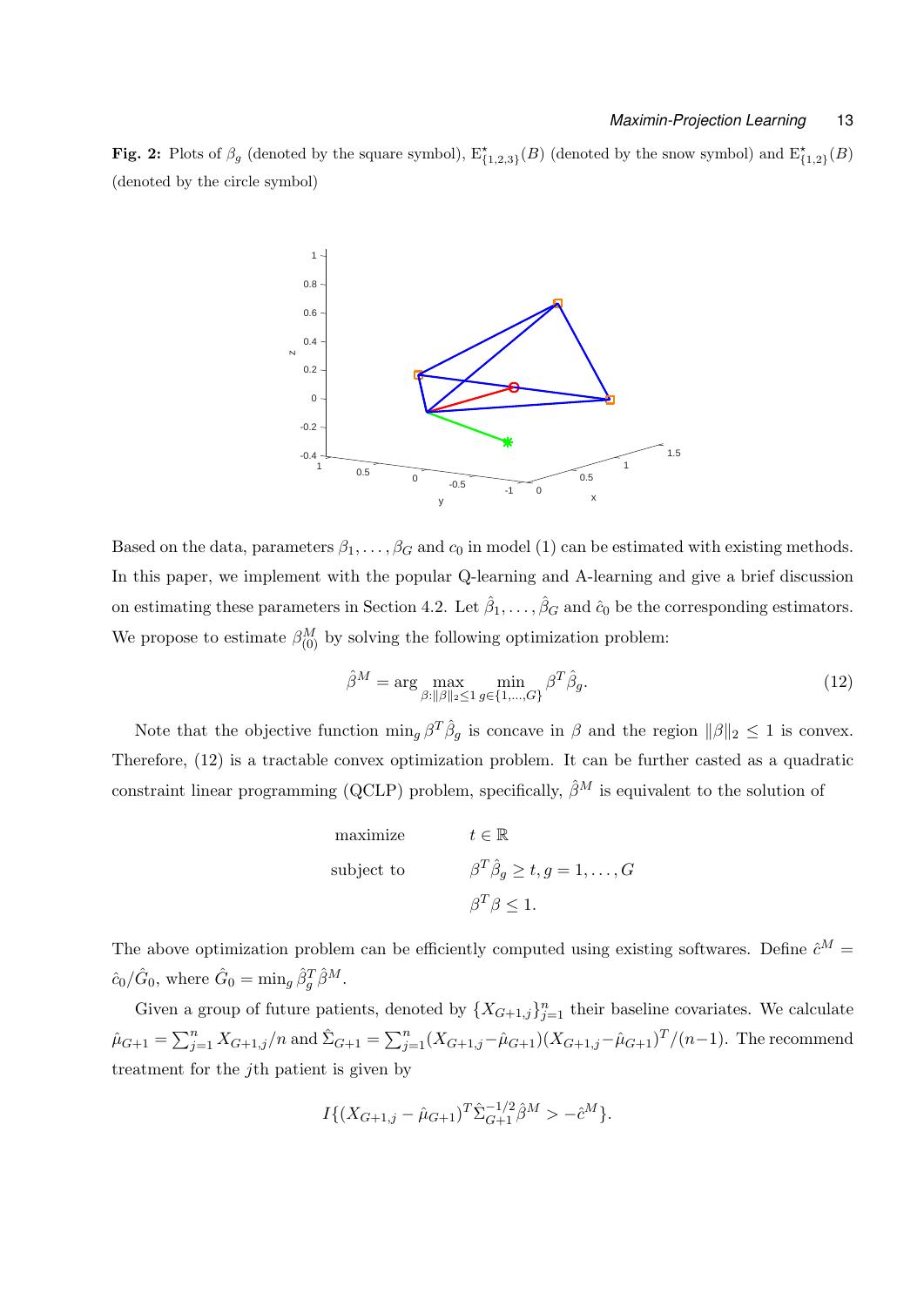**Fig. 2:** Plots of $\beta_g$ (denoted by the square symbol), $\mathrm{E}^{\star}_{\{1,2,3\}}(B)$ (denoted by the snow symbol) and $\mathrm{E}^{\star}_{\{1,2\}}(B)$ (denoted by the circle symbol)

Based on the data, parameters $\beta_1, \ldots, \beta_G$ and $c_0$ in model (1) can be estimated with existing methods. In this paper, we implement with the popular Q-learning and A-learning and give a brief discussion on estimating these parameters in Section 4.2. Let $\hat{\beta}_1, \ldots, \hat{\beta}_G$ and $\hat{c}_0$ be the corresponding estimators. We propose to estimate $\beta^M_{(0)}$ by solving the following optimization problem:

$$\hat{\beta}^M = \arg \max_{\beta:\|\beta\|_2 \le 1} \min_{g \in \{1,\ldots,G\}} \beta^T \hat{\beta}_g. \tag{12}$$

Note that the objective function $\min_g \beta^T \hat{\beta}_g$ is concave in $\beta$ and the region $\|\beta\|_2 \le 1$ is convex. Therefore, (12) is a tractable convex optimization problem. It can be further casted as a quadratic constraint linear programming (QCLP) problem, specifically, $\hat{\beta}^M$ is equivalent to the solution of

$$\begin{aligned}
\text{maximize} \quad & t \in \mathbb{R} \\
\text{subject to} \quad & \beta^T \hat{\beta}_g \ge t, g = 1, \ldots, G \\
& \beta^T \beta \le 1.
\end{aligned}$$

The above optimization problem can be efficiently computed using existing softwares. Define $\hat{c}^M = \hat{c}_0/\hat{G}_0$, where $\hat{G}_0 = \min_g \hat{\beta}_g^T \hat{\beta}^M$.

Given a group of future patients, denoted by $\{X_{G+1,j}\}_{j=1}^n$ their baseline covariates. We calculate $\hat{\mu}_{G+1} = \sum_{j=1}^n X_{G+1,j}/n$ and $\hat{\Sigma}_{G+1} = \sum_{j=1}^n (X_{G+1,j} - \hat{\mu}_{G+1})(X_{G+1,j} - \hat{\mu}_{G+1})^T/(n-1)$. The recommend treatment for the $j$th patient is given by

$$I\{(X_{G+1,j} - \hat{\mu}_{G+1})^T \hat{\Sigma}_{G+1}^{-1/2} \hat{\beta}^M > -\hat{c}^M\}.$$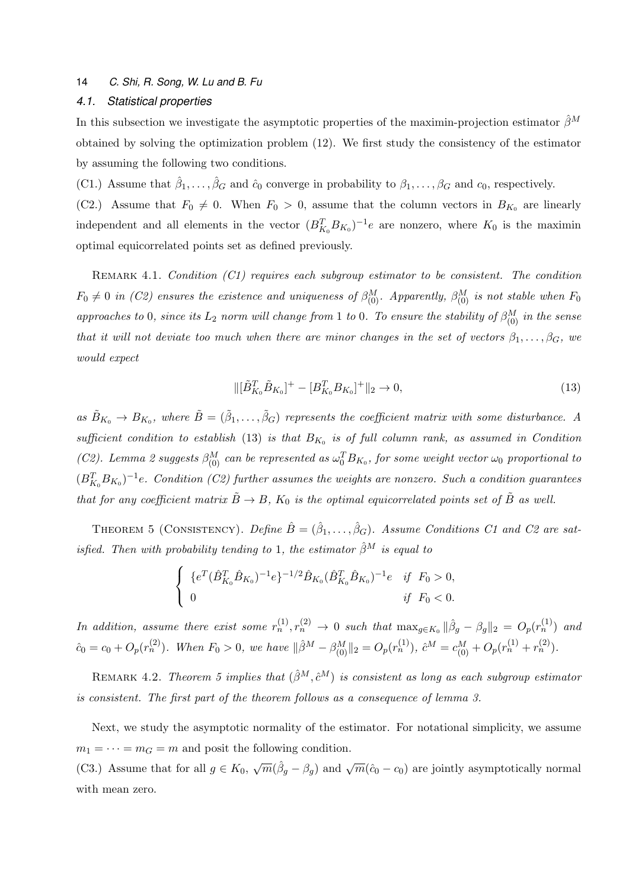### 4.1. Statistical properties

In this subsection we investigate the asymptotic properties of the maximin-projection estimator $\hat{\beta}^M$ obtained by solving the optimization problem (12). We first study the consistency of the estimator by assuming the following two conditions.

(C1.) Assume that $\hat{\beta}_1, \dots, \hat{\beta}_G$ and $\hat{c}_0$ converge in probability to $\beta_1, \dots, \beta_G$ and $c_0$, respectively.

(C2.) Assume that $F_0 \neq 0$. When $F_0 > 0$, assume that the column vectors in $B_{K_0}$ are linearly independent and all elements in the vector $(B_{K_0}^T B_{K_0})^{-1} e$ are nonzero, where $K_0$ is the maximin optimal equicorrelated points set as defined previously.

REMARK 4.1. *Condition (C1) requires each subgroup estimator to be consistent. The condition $F_0 \neq 0$ in (C2) ensures the existence and uniqueness of $\beta_{(0)}^M$. Apparently, $\beta_{(0)}^M$ is not stable when $F_0$ approaches to 0, since its $L_2$ norm will change from 1 to 0. To ensure the stability of $\beta_{(0)}^M$ in the sense that it will not deviate too much when there are minor changes in the set of vectors $\beta_1, \dots, \beta_G$, we would expect*

$$\|[\tilde{B}_{K_0}^T \tilde{B}_{K_0}]^+ - [B_{K_0}^T B_{K_0}]^+\|_2 \to 0, \tag{13}$$

*as $\tilde{B}_{K_0} \to B_{K_0}$, where $\tilde{B} = (\tilde{\beta}_1, \dots, \tilde{\beta}_G)$ represents the coefficient matrix with some disturbance. A sufficient condition to establish (13) is that $B_{K_0}$ is of full column rank, as assumed in Condition (C2). Lemma 2 suggests $\beta_{(0)}^M$ can be represented as $\omega_0^T B_{K_0}$, for some weight vector $\omega_0$ proportional to $(B_{K_0}^T B_{K_0})^{-1} e$. Condition (C2) further assumes the weights are nonzero. Such a condition guarantees that for any coefficient matrix $\tilde{B} \to B$, $K_0$ is the optimal equicorrelated points set of $\tilde{B}$ as well.*

THEOREM 5 (CONSISTENCY). *Define $\hat{B} = (\hat{\beta}_1, \dots, \hat{\beta}_G)$. Assume Conditions C1 and C2 are satisfied. Then with probability tending to 1, the estimator $\hat{\beta}^M$ is equal to*

$$\begin{cases} \{e^T (\hat{B}_{K_0}^T \hat{B}_{K_0})^{-1} e\}^{-1/2} \hat{B}_{K_0} (\hat{B}_{K_0}^T \hat{B}_{K_0})^{-1} e & \text{if } F_0 > 0, \\ 0 & \text{if } F_0 < 0. \end{cases}$$

*In addition, assume there exist some $r_n^{(1)}, r_n^{(2)} \to 0$ such that $\max_{g \in K_0} \|\hat{\beta}_g - \beta_g\|_2 = O_p(r_n^{(1)})$ and $\hat{c}_0 = c_0 + O_p(r_n^{(2)})$. When $F_0 > 0$, we have $\|\hat{\beta}^M - \beta_{(0)}^M\|_2 = O_p(r_n^{(1)})$, $\hat{c}^M = c_{(0)}^M + O_p(r_n^{(1)} + r_n^{(2)})$.*

REMARK 4.2. *Theorem 5 implies that $(\hat{\beta}^M, \hat{c}^M)$ is consistent as long as each subgroup estimator is consistent. The first part of the theorem follows as a consequence of lemma 3.*

Next, we study the asymptotic normality of the estimator. For notational simplicity, we assume $m_1 = \cdots = m_G = m$ and posit the following condition.

(C3.) Assume that for all $g \in K_0$, $\sqrt{m}(\hat{\beta}_g - \beta_g)$ and $\sqrt{m}(\hat{c}_0 - c_0)$ are jointly asymptotically normal with mean zero.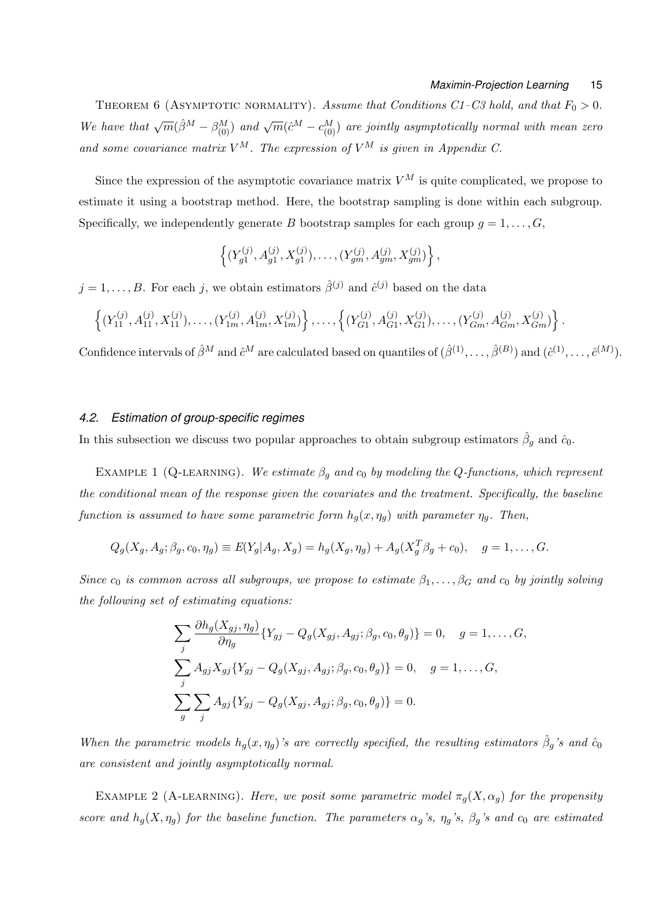THEOREM 6 (ASYMPTOTIC NORMALITY). *Assume that Conditions C1–C3 hold, and that $F_0 > 0$. We have that $\sqrt{m}(\hat{\beta}^M - \beta^M_{(0)})$ and $\sqrt{m}(\hat{c}^M - c^M_{(0)})$ are jointly asymptotically normal with mean zero and some covariance matrix $V^M$. The expression of $V^M$ is given in Appendix C.*

Since the expression of the asymptotic covariance matrix $V^M$ is quite complicated, we propose to estimate it using a bootstrap method. Here, the bootstrap sampling is done within each subgroup. Specifically, we independently generate $B$ bootstrap samples for each group $g = 1, \ldots, G$,

$$\left\{ (Y^{(j)}_{g1}, A^{(j)}_{g1}, X^{(j)}_{g1}), \ldots, (Y^{(j)}_{gm}, A^{(j)}_{gm}, X^{(j)}_{gm}) \right\},$$

$j = 1, \ldots, B$. For each $j$, we obtain estimators $\hat{\beta}^{(j)}$ and $\hat{c}^{(j)}$ based on the data

$$\left\{ (Y^{(j)}_{11}, A^{(j)}_{11}, X^{(j)}_{11}), \ldots, (Y^{(j)}_{1m}, A^{(j)}_{1m}, X^{(j)}_{1m}) \right\}, \ldots, \left\{ (Y^{(j)}_{G1}, A^{(j)}_{G1}, X^{(j)}_{G1}), \ldots, (Y^{(j)}_{Gm}, A^{(j)}_{Gm}, X^{(j)}_{Gm}) \right\}.$$

Confidence intervals of $\hat{\beta}^M$ and $\hat{c}^M$ are calculated based on quantiles of $(\hat{\beta}^{(1)}, \ldots, \hat{\beta}^{(B)})$ and $(\hat{c}^{(1)}, \ldots, \hat{c}^{(M)})$.

### 4.2. Estimation of group-specific regimes

In this subsection we discuss two popular approaches to obtain subgroup estimators $\hat{\beta}_g$ and $\hat{c}_0$.

EXAMPLE 1 (Q-LEARNING). *We estimate $\beta_g$ and $c_0$ by modeling the Q-functions, which represent the conditional mean of the response given the covariates and the treatment. Specifically, the baseline function is assumed to have some parametric form $h_g(x, \eta_g)$ with parameter $\eta_g$. Then,*

$$Q_g(X_g, A_g; \beta_g, c_0, \eta_g) \equiv E(Y_g | A_g, X_g) = h_g(X_g, \eta_g) + A_g(X_g^T \beta_g + c_0), \quad g = 1, \ldots, G.$$

*Since $c_0$ is common across all subgroups, we propose to estimate $\beta_1, \ldots, \beta_G$ and $c_0$ by jointly solving the following set of estimating equations:*

$$\sum_j \frac{\partial h_g(X_{gj}, \eta_g)}{\partial \eta_g} \{ Y_{gj} - Q_g(X_{gj}, A_{gj}; \beta_g, c_0, \theta_g) \} = 0, \quad g = 1, \ldots, G,$$

$$\sum_j A_{gj} X_{gj} \{ Y_{gj} - Q_g(X_{gj}, A_{gj}; \beta_g, c_0, \theta_g) \} = 0, \quad g = 1, \ldots, G,$$

$$\sum_g \sum_j A_{gj} \{ Y_{gj} - Q_g(X_{gj}, A_{gj}; \beta_g, c_0, \theta_g) \} = 0.$$

*When the parametric models $h_g(x, \eta_g)$'s are correctly specified, the resulting estimators $\hat{\beta}_g$'s and $\hat{c}_0$ are consistent and jointly asymptotically normal.*

EXAMPLE 2 (A-LEARNING). *Here, we posit some parametric model $\pi_g(X, \alpha_g)$ for the propensity score and $h_g(X, \eta_g)$ for the baseline function. The parameters $\alpha_g$'s, $\eta_g$'s, $\beta_g$'s and $c_0$ are estimated*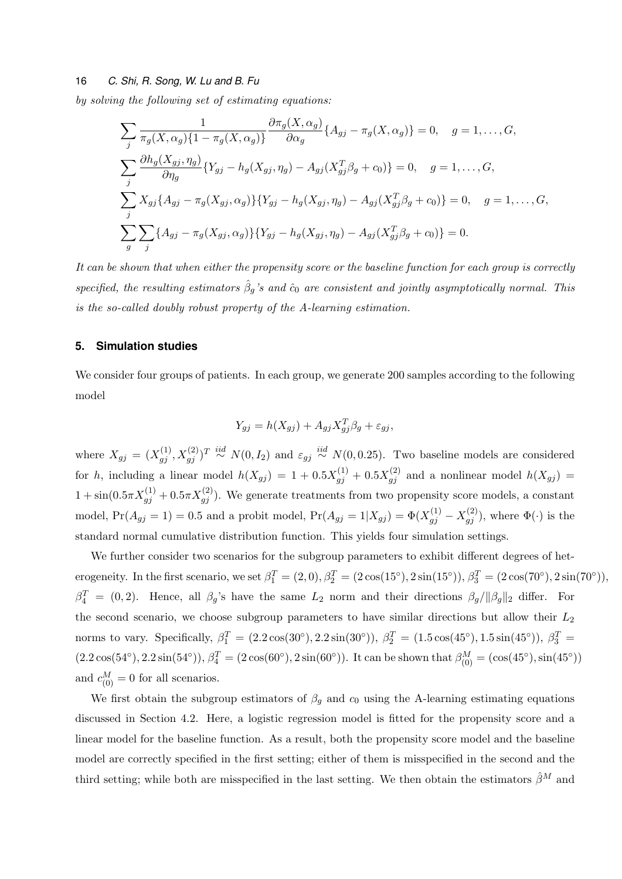*by solving the following set of estimating equations:*

$$
\sum_j \frac{1}{\pi_g(X,\alpha_g)\{1-\pi_g(X,\alpha_g)\}} \frac{\partial \pi_g(X,\alpha_g)}{\partial \alpha_g}\{A_{gj} - \pi_g(X,\alpha_g)\} = 0, \quad g = 1,\ldots,G,
$$

$$
\sum_j \frac{\partial h_g(X_{gj},\eta_g)}{\partial \eta_g}\{Y_{gj} - h_g(X_{gj},\eta_g) - A_{gj}(X_{gj}^T\beta_g + c_0)\} = 0, \quad g = 1,\ldots,G,
$$

$$
\sum_j X_{gj}\{A_{gj} - \pi_g(X_{gj},\alpha_g)\}\{Y_{gj} - h_g(X_{gj},\eta_g) - A_{gj}(X_{gj}^T\beta_g + c_0)\} = 0, \quad g = 1,\ldots,G,
$$

$$
\sum_g \sum_j \{A_{gj} - \pi_g(X_{gj},\alpha_g)\}\{Y_{gj} - h_g(X_{gj},\eta_g) - A_{gj}(X_{gj}^T\beta_g + c_0)\} = 0.
$$

*It can be shown that when either the propensity score or the baseline function for each group is correctly specified, the resulting estimators $\hat{\beta}_g$'s and $\hat{c}_0$ are consistent and jointly asymptotically normal. This is the so-called doubly robust property of the A-learning estimation.*

## 5. Simulation studies

We consider four groups of patients. In each group, we generate 200 samples according to the following model

$$
Y_{gj} = h(X_{gj}) + A_{gj}X_{gj}^T\beta_g + \varepsilon_{gj},
$$

where $X_{gj} = (X_{gj}^{(1)}, X_{gj}^{(2)})^T \overset{iid}{\sim} N(0, I_2)$ and $\varepsilon_{gj} \overset{iid}{\sim} N(0, 0.25)$. Two baseline models are considered for $h$, including a linear model $h(X_{gj}) = 1 + 0.5X_{gj}^{(1)} + 0.5X_{gj}^{(2)}$ and a nonlinear model $h(X_{gj}) = 1 + \sin(0.5\pi X_{gj}^{(1)} + 0.5\pi X_{gj}^{(2)})$. We generate treatments from two propensity score models, a constant model, $\Pr(A_{gj} = 1) = 0.5$ and a probit model, $\Pr(A_{gj} = 1|X_{gj}) = \Phi(X_{gj}^{(1)} - X_{gj}^{(2)})$, where $\Phi(\cdot)$ is the standard normal cumulative distribution function. This yields four simulation settings.

We further consider two scenarios for the subgroup parameters to exhibit different degrees of heterogeneity. In the first scenario, we set $\beta_1^T = (2, 0), \beta_2^T = (2\cos(15^\circ), 2\sin(15^\circ)), \beta_3^T = (2\cos(70^\circ), 2\sin(70^\circ))$, $\beta_4^T = (0, 2)$. Hence, all $\beta_g$'s have the same $L_2$ norm and their directions $\beta_g/\|\beta_g\|_2$ differ. For the second scenario, we choose subgroup parameters to have similar directions but allow their $L_2$ norms to vary. Specifically, $\beta_1^T = (2.2\cos(30^\circ), 2.2\sin(30^\circ))$, $\beta_2^T = (1.5\cos(45^\circ), 1.5\sin(45^\circ))$, $\beta_3^T = (2.2\cos(54^\circ), 2.2\sin(54^\circ))$, $\beta_4^T = (2\cos(60^\circ), 2\sin(60^\circ))$. It can be shown that $\beta_{(0)}^M = (\cos(45^\circ), \sin(45^\circ))$ and $c_{(0)}^M = 0$ for all scenarios.

We first obtain the subgroup estimators of $\beta_g$ and $c_0$ using the A-learning estimating equations discussed in Section 4.2. Here, a logistic regression model is fitted for the propensity score and a linear model for the baseline function. As a result, both the propensity score model and the baseline model are correctly specified in the first setting; either of them is misspecified in the second and the third setting; while both are misspecified in the last setting. We then obtain the estimators $\hat{\beta}^M$ and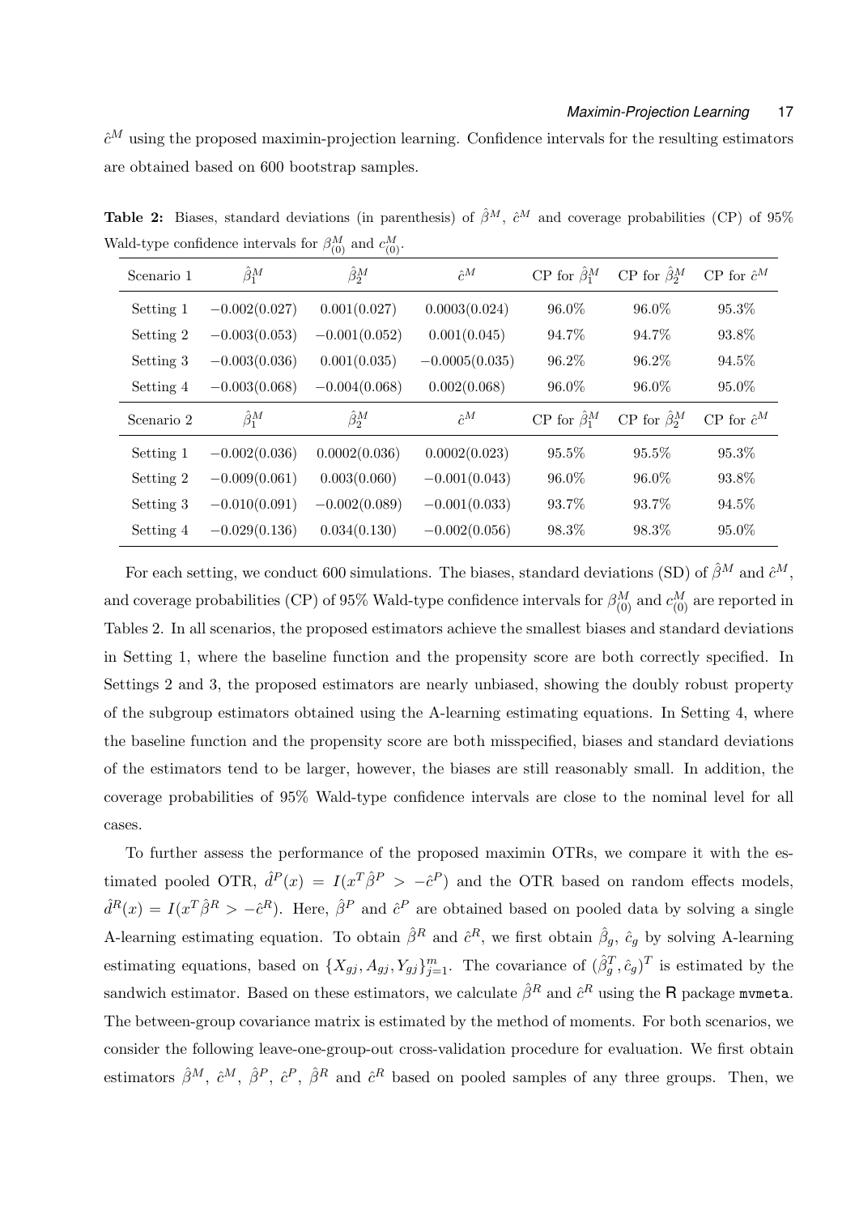$\hat{c}^M$ using the proposed maximin-projection learning. Confidence intervals for the resulting estimators are obtained based on 600 bootstrap samples.

**Table 2:** Biases, standard deviations (in parenthesis) of $\hat{\beta}^M$, $\hat{c}^M$ and coverage probabilities (CP) of 95% Wald-type confidence intervals for $\beta^M_{(0)}$ and $c^M_{(0)}$.

| Scenario 1 | $\hat{\beta}^M_1$ | $\hat{\beta}^M_2$ | $\hat{c}^M$ | CP for $\hat{\beta}^M_1$ | CP for $\hat{\beta}^M_2$ | CP for $\hat{c}^M$ |
|---|---|---|---|---|---|---|
| Setting 1 | $-0.002(0.027)$ | $0.001(0.027)$ | $0.0003(0.024)$ | 96.0% | 96.0% | 95.3% |
| Setting 2 | $-0.003(0.053)$ | $-0.001(0.052)$ | $0.001(0.045)$ | 94.7% | 94.7% | 93.8% |
| Setting 3 | $-0.003(0.036)$ | $0.001(0.035)$ | $-0.0005(0.035)$ | 96.2% | 96.2% | 94.5% |
| Setting 4 | $-0.003(0.068)$ | $-0.004(0.068)$ | $0.002(0.068)$ | 96.0% | 96.0% | 95.0% |
| **Scenario 2** | $\hat{\beta}^M_1$ | $\hat{\beta}^M_2$ | $\hat{c}^M$ | CP for $\hat{\beta}^M_1$ | CP for $\hat{\beta}^M_2$ | CP for $\hat{c}^M$ |
| Setting 1 | $-0.002(0.036)$ | $0.0002(0.036)$ | $0.0002(0.023)$ | 95.5% | 95.5% | 95.3% |
| Setting 2 | $-0.009(0.061)$ | $0.003(0.060)$ | $-0.001(0.043)$ | 96.0% | 96.0% | 93.8% |
| Setting 3 | $-0.010(0.091)$ | $-0.002(0.089)$ | $-0.001(0.033)$ | 93.7% | 93.7% | 94.5% |
| Setting 4 | $-0.029(0.136)$ | $0.034(0.130)$ | $-0.002(0.056)$ | 98.3% | 98.3% | 95.0% |

For each setting, we conduct 600 simulations. The biases, standard deviations (SD) of $\hat{\beta}^M$ and $\hat{c}^M$, and coverage probabilities (CP) of 95% Wald-type confidence intervals for $\beta^M_{(0)}$ and $c^M_{(0)}$ are reported in Tables 2. In all scenarios, the proposed estimators achieve the smallest biases and standard deviations in Setting 1, where the baseline function and the propensity score are both correctly specified. In Settings 2 and 3, the proposed estimators are nearly unbiased, showing the doubly robust property of the subgroup estimators obtained using the A-learning estimating equations. In Setting 4, where the baseline function and the propensity score are both misspecified, biases and standard deviations of the estimators tend to be larger, however, the biases are still reasonably small. In addition, the coverage probabilities of 95% Wald-type confidence intervals are close to the nominal level for all cases.

To further assess the performance of the proposed maximin OTRs, we compare it with the estimated pooled OTR, $\hat{d}^P(x) = I(x^T\hat{\beta}^P > -\hat{c}^P)$ and the OTR based on random effects models, $\hat{d}^R(x) = I(x^T\hat{\beta}^R > -\hat{c}^R)$. Here, $\hat{\beta}^P$ and $\hat{c}^P$ are obtained based on pooled data by solving a single A-learning estimating equation. To obtain $\hat{\beta}^R$ and $\hat{c}^R$, we first obtain $\hat{\beta}_g$, $\hat{c}_g$ by solving A-learning estimating equations, based on $\{X_{gj}, A_{gj}, Y_{gj}\}_{j=1}^m$. The covariance of $(\hat{\beta}_g^T, \hat{c}_g)^T$ is estimated by the sandwich estimator. Based on these estimators, we calculate $\hat{\beta}^R$ and $\hat{c}^R$ using the R package `mvmeta`. The between-group covariance matrix is estimated by the method of moments. For both scenarios, we consider the following leave-one-group-out cross-validation procedure for evaluation. We first obtain estimators $\hat{\beta}^M$, $\hat{c}^M$, $\hat{\beta}^P$, $\hat{c}^P$, $\hat{\beta}^R$ and $\hat{c}^R$ based on pooled samples of any three groups. Then, we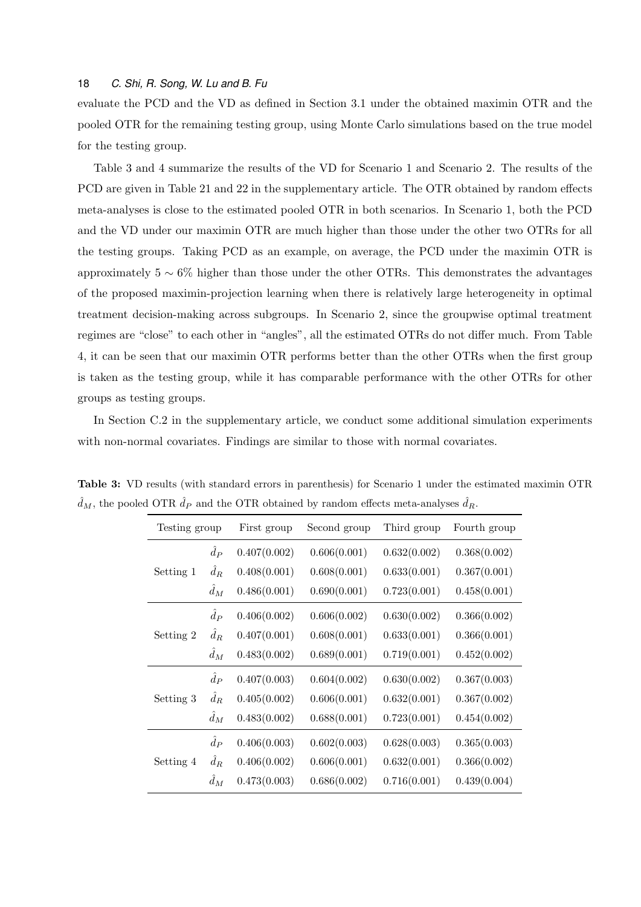evaluate the PCD and the VD as defined in Section 3.1 under the obtained maximin OTR and the pooled OTR for the remaining testing group, using Monte Carlo simulations based on the true model for the testing group.

Table 3 and 4 summarize the results of the VD for Scenario 1 and Scenario 2. The results of the PCD are given in Table 21 and 22 in the supplementary article. The OTR obtained by random effects meta-analyses is close to the estimated pooled OTR in both scenarios. In Scenario 1, both the PCD and the VD under our maximin OTR are much higher than those under the other two OTRs for all the testing groups. Taking PCD as an example, on average, the PCD under the maximin OTR is approximately $5 \sim 6\%$ higher than those under the other OTRs. This demonstrates the advantages of the proposed maximin-projection learning when there is relatively large heterogeneity in optimal treatment decision-making across subgroups. In Scenario 2, since the groupwise optimal treatment regimes are "close" to each other in "angles", all the estimated OTRs do not differ much. From Table 4, it can be seen that our maximin OTR performs better than the other OTRs when the first group is taken as the testing group, while it has comparable performance with the other OTRs for other groups as testing groups.

In Section C.2 in the supplementary article, we conduct some additional simulation experiments with non-normal covariates. Findings are similar to those with normal covariates.

**Table 3:** VD results (with standard errors in parenthesis) for Scenario 1 under the estimated maximin OTR $\hat{d}_M$, the pooled OTR $\hat{d}_P$ and the OTR obtained by random effects meta-analyses $\hat{d}_R$.

| Testing group | | First group | Second group | Third group | Fourth group |
|---|---|---|---|---|---|
| Setting 1 | $\hat{d}_P$ | 0.407(0.002) | 0.606(0.001) | 0.632(0.002) | 0.368(0.002) |
| | $\hat{d}_R$ | 0.408(0.001) | 0.608(0.001) | 0.633(0.001) | 0.367(0.001) |
| | $\hat{d}_M$ | 0.486(0.001) | 0.690(0.001) | 0.723(0.001) | 0.458(0.001) |
| Setting 2 | $\hat{d}_P$ | 0.406(0.002) | 0.606(0.002) | 0.630(0.002) | 0.366(0.002) |
| | $\hat{d}_R$ | 0.407(0.001) | 0.608(0.001) | 0.633(0.001) | 0.366(0.001) |
| | $\hat{d}_M$ | 0.483(0.002) | 0.689(0.001) | 0.719(0.001) | 0.452(0.002) |
| Setting 3 | $\hat{d}_P$ | 0.407(0.003) | 0.604(0.002) | 0.630(0.002) | 0.367(0.003) |
| | $\hat{d}_R$ | 0.405(0.002) | 0.606(0.001) | 0.632(0.001) | 0.367(0.002) |
| | $\hat{d}_M$ | 0.483(0.002) | 0.688(0.001) | 0.723(0.001) | 0.454(0.002) |
| Setting 4 | $\hat{d}_P$ | 0.406(0.003) | 0.602(0.003) | 0.628(0.003) | 0.365(0.003) |
| | $\hat{d}_R$ | 0.406(0.002) | 0.606(0.001) | 0.632(0.001) | 0.366(0.002) |
| | $\hat{d}_M$ | 0.473(0.003) | 0.686(0.002) | 0.716(0.001) | 0.439(0.004) |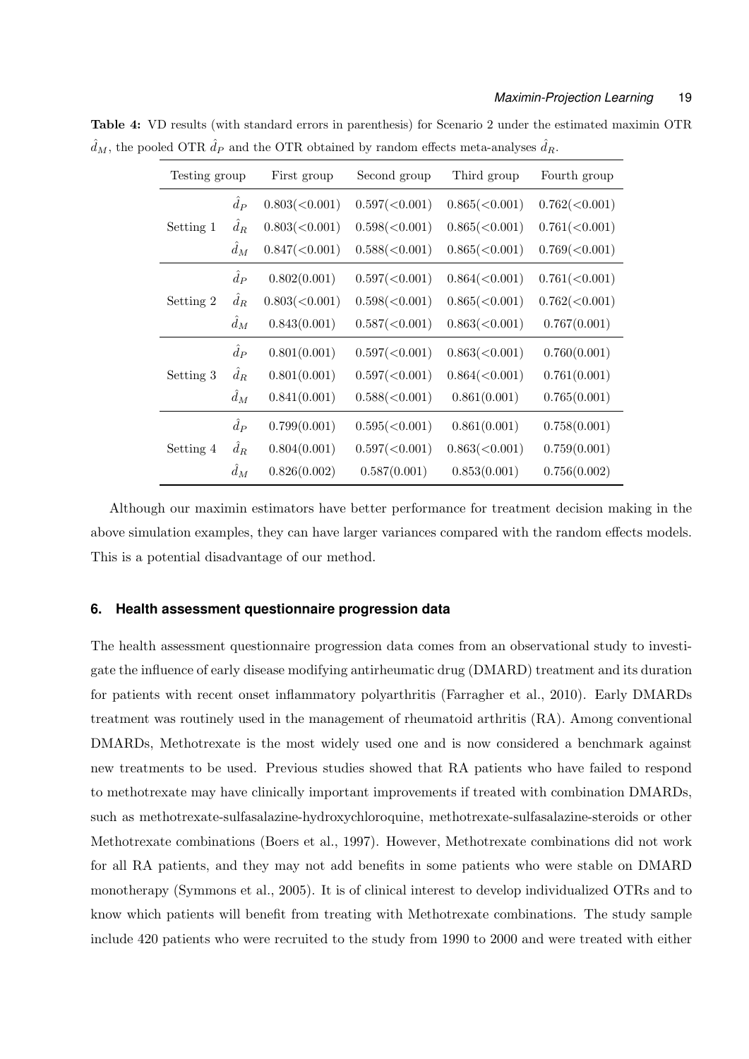**Table 4:** VD results (with standard errors in parenthesis) for Scenario 2 under the estimated maximin OTR $\hat{d}_M$, the pooled OTR $\hat{d}_P$ and the OTR obtained by random effects meta-analyses $\hat{d}_R$.

| Testing group | | First group | Second group | Third group | Fourth group |
|---|---|---|---|---|---|
| Setting 1 | $\hat{d}_P$ | 0.803(<0.001) | 0.597(<0.001) | 0.865(<0.001) | 0.762(<0.001) |
| | $\hat{d}_R$ | 0.803(<0.001) | 0.598(<0.001) | 0.865(<0.001) | 0.761(<0.001) |
| | $\hat{d}_M$ | 0.847(<0.001) | 0.588(<0.001) | 0.865(<0.001) | 0.769(<0.001) |
| Setting 2 | $\hat{d}_P$ | 0.802(0.001) | 0.597(<0.001) | 0.864(<0.001) | 0.761(<0.001) |
| | $\hat{d}_R$ | 0.803(<0.001) | 0.598(<0.001) | 0.865(<0.001) | 0.762(<0.001) |
| | $\hat{d}_M$ | 0.843(0.001) | 0.587(<0.001) | 0.863(<0.001) | 0.767(0.001) |
| Setting 3 | $\hat{d}_P$ | 0.801(0.001) | 0.597(<0.001) | 0.863(<0.001) | 0.760(0.001) |
| | $\hat{d}_R$ | 0.801(0.001) | 0.597(<0.001) | 0.864(<0.001) | 0.761(0.001) |
| | $\hat{d}_M$ | 0.841(0.001) | 0.588(<0.001) | 0.861(0.001) | 0.765(0.001) |
| Setting 4 | $\hat{d}_P$ | 0.799(0.001) | 0.595(<0.001) | 0.861(0.001) | 0.758(0.001) |
| | $\hat{d}_R$ | 0.804(0.001) | 0.597(<0.001) | 0.863(<0.001) | 0.759(0.001) |
| | $\hat{d}_M$ | 0.826(0.002) | 0.587(0.001) | 0.853(0.001) | 0.756(0.002) |

Although our maximin estimators have better performance for treatment decision making in the above simulation examples, they can have larger variances compared with the random effects models. This is a potential disadvantage of our method.

## 6. Health assessment questionnaire progression data

The health assessment questionnaire progression data comes from an observational study to investigate the influence of early disease modifying antirheumatic drug (DMARD) treatment and its duration for patients with recent onset inflammatory polyarthritis (Farragher et al., 2010). Early DMARDs treatment was routinely used in the management of rheumatoid arthritis (RA). Among conventional DMARDs, Methotrexate is the most widely used one and is now considered a benchmark against new treatments to be used. Previous studies showed that RA patients who have failed to respond to methotrexate may have clinically important improvements if treated with combination DMARDs, such as methotrexate-sulfasalazine-hydroxychloroquine, methotrexate-sulfasalazine-steroids or other Methotrexate combinations (Boers et al., 1997). However, Methotrexate combinations did not work for all RA patients, and they may not add benefits in some patients who were stable on DMARD monotherapy (Symmons et al., 2005). It is of clinical interest to develop individualized OTRs and to know which patients will benefit from treating with Methotrexate combinations. The study sample include 420 patients who were recruited to the study from 1990 to 2000 and were treated with either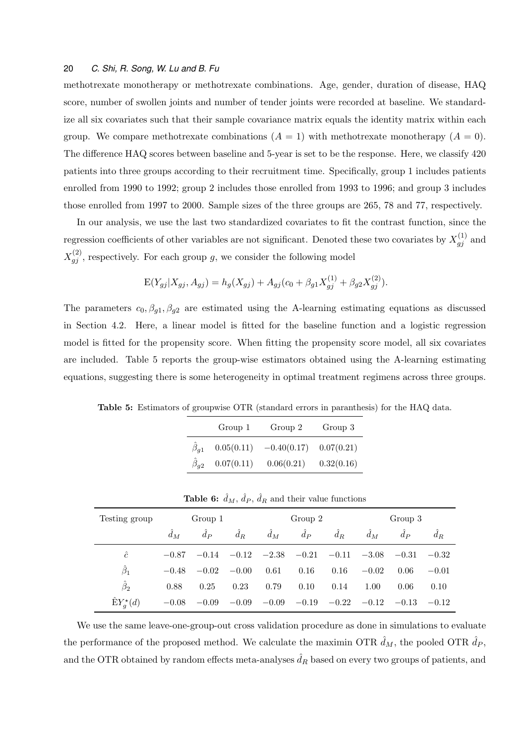methotrexate monotherapy or methotrexate combinations. Age, gender, duration of disease, HAQ score, number of swollen joints and number of tender joints were recorded at baseline. We standardize all six covariates such that their sample covariance matrix equals the identity matrix within each group. We compare methotrexate combinations ($A = 1$) with methotrexate monotherapy ($A = 0$). The difference HAQ scores between baseline and 5-year is set to be the response. Here, we classify 420 patients into three groups according to their recruitment time. Specifically, group 1 includes patients enrolled from 1990 to 1992; group 2 includes those enrolled from 1993 to 1996; and group 3 includes those enrolled from 1997 to 2000. Sample sizes of the three groups are 265, 78 and 77, respectively.

In our analysis, we use the last two standardized covariates to fit the contrast function, since the regression coefficients of other variables are not significant. Denoted these two covariates by $X_{gj}^{(1)}$ and $X_{gj}^{(2)}$, respectively. For each group $g$, we consider the following model

$$\mathrm{E}(Y_{gj}|X_{gj}, A_{gj}) = h_g(X_{gj}) + A_{gj}(c_0 + \beta_{g1}X_{gj}^{(1)} + \beta_{g2}X_{gj}^{(2)}).$$

The parameters $c_0, \beta_{g1}, \beta_{g2}$ are estimated using the A-learning estimating equations as discussed in Section 4.2. Here, a linear model is fitted for the baseline function and a logistic regression model is fitted for the propensity score. When fitting the propensity score model, all six covariates are included. Table 5 reports the group-wise estimators obtained using the A-learning estimating equations, suggesting there is some heterogeneity in optimal treatment regimens across three groups.

**Table 5:** Estimators of groupwise OTR (standard errors in paranthesis) for the HAQ data.

| | Group 1 | Group 2 | Group 3 |
|---|---|---|---|
| $\hat{\beta}_{g1}$ | 0.05(0.11) | −0.40(0.17) | 0.07(0.21) |
| $\hat{\beta}_{g2}$ | 0.07(0.11) | 0.06(0.21) | 0.32(0.16) |

**Table 6:** $\hat{d}_M$, $\hat{d}_P$, $\hat{d}_R$ and their value functions

| Testing group | Group 1 | | | Group 2 | | | Group 3 | | |
|---|---|---|---|---|---|---|---|---|---|
| | $\hat{d}_M$ | $\hat{d}_P$ | $\hat{d}_R$ | $\hat{d}_M$ | $\hat{d}_P$ | $\hat{d}_R$ | $\hat{d}_M$ | $\hat{d}_P$ | $\hat{d}_R$ |
| $\hat{c}$ | −0.87 | −0.14 | −0.12 | −2.38 | −0.21 | −0.11 | −3.08 | −0.31 | −0.32 |
| $\hat{\beta}_1$ | −0.48 | −0.02 | −0.00 | 0.61 | 0.16 | 0.16 | −0.02 | 0.06 | −0.01 |
| $\hat{\beta}_2$ | 0.88 | 0.25 | 0.23 | 0.79 | 0.10 | 0.14 | 1.00 | 0.06 | 0.10 |
| $\hat{\mathrm{E}}Y_g^{\star}(d)$ | −0.08 | −0.09 | −0.09 | −0.09 | −0.19 | −0.22 | −0.12 | −0.13 | −0.12 |

We use the same leave-one-group-out cross validation procedure as done in simulations to evaluate the performance of the proposed method. We calculate the maximin OTR $\hat{d}_M$, the pooled OTR $\hat{d}_P$, and the OTR obtained by random effects meta-analyses $\hat{d}_R$ based on every two groups of patients, and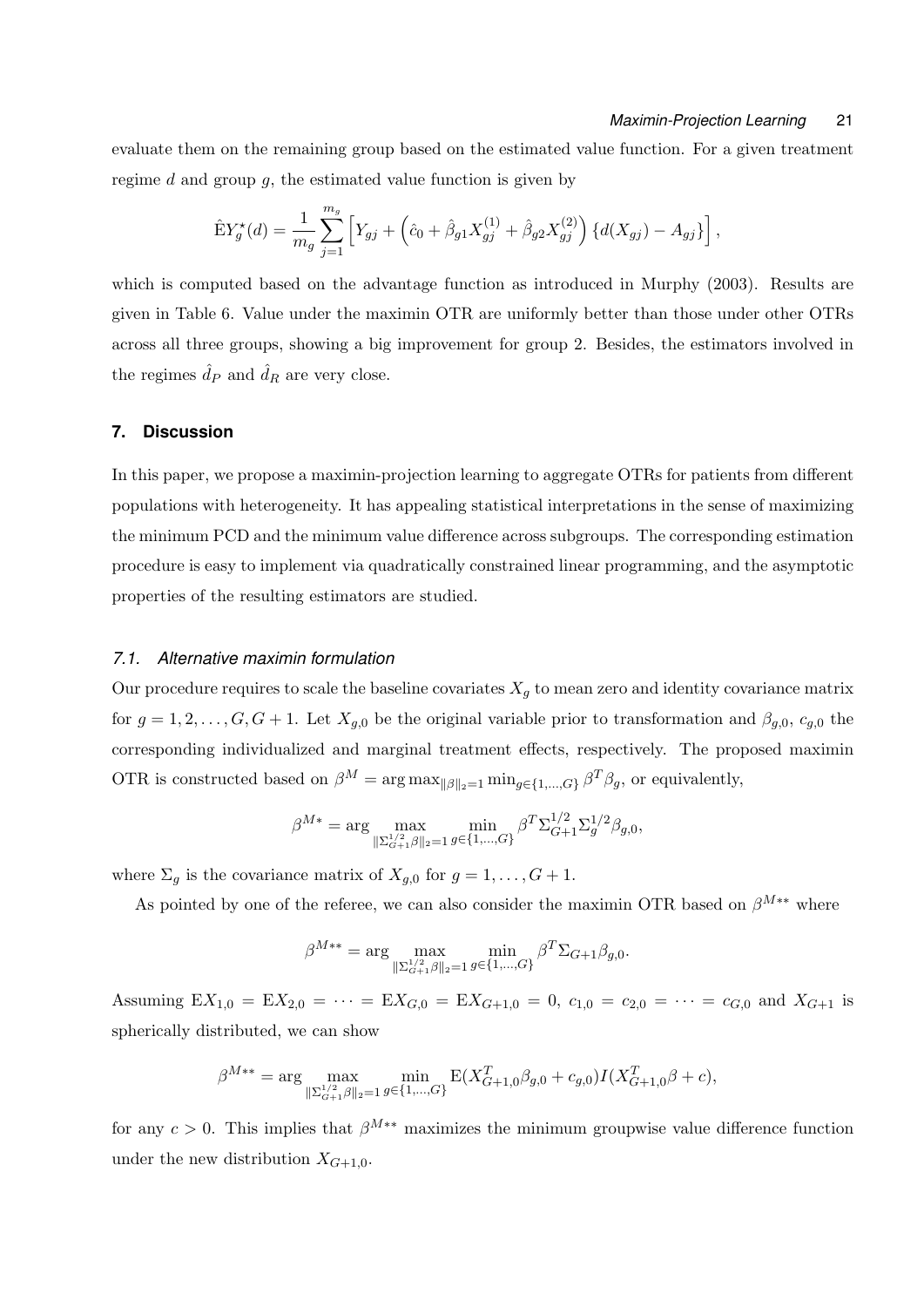evaluate them on the remaining group based on the estimated value function. For a given treatment regime $d$ and group $g$, the estimated value function is given by

$$\hat{\mathrm{E}}Y_g^{\star}(d) = \frac{1}{m_g}\sum_{j=1}^{m_g}\left[Y_{gj} + \left(\hat{c}_0 + \hat{\beta}_{g1}X_{gj}^{(1)} + \hat{\beta}_{g2}X_{gj}^{(2)}\right)\{d(X_{gj}) - A_{gj}\}\right],$$

which is computed based on the advantage function as introduced in Murphy (2003). Results are given in Table 6. Value under the maximin OTR are uniformly better than those under other OTRs across all three groups, showing a big improvement for group 2. Besides, the estimators involved in the regimes $\hat{d}_P$ and $\hat{d}_R$ are very close.

## 7. Discussion

In this paper, we propose a maximin-projection learning to aggregate OTRs for patients from different populations with heterogeneity. It has appealing statistical interpretations in the sense of maximizing the minimum PCD and the minimum value difference across subgroups. The corresponding estimation procedure is easy to implement via quadratically constrained linear programming, and the asymptotic properties of the resulting estimators are studied.

### 7.1. *Alternative maximin formulation*

Our procedure requires to scale the baseline covariates $X_g$ to mean zero and identity covariance matrix for $g = 1, 2, \ldots, G, G+1$. Let $X_{g,0}$ be the original variable prior to transformation and $\beta_{g,0}$, $c_{g,0}$ the corresponding individualized and marginal treatment effects, respectively. The proposed maximin OTR is constructed based on $\beta^M = \arg\max_{\|\beta\|_2=1}\min_{g\in\{1,\ldots,G\}}\beta^T\beta_g$, or equivalently,

$$\beta^{M*} = \arg\max_{\|\Sigma_{G+1}^{1/2}\beta\|_2=1}\min_{g\in\{1,\ldots,G\}}\beta^T\Sigma_{G+1}^{1/2}\Sigma_g^{1/2}\beta_{g,0},$$

where $\Sigma_g$ is the covariance matrix of $X_{g,0}$ for $g = 1, \ldots, G+1$.

As pointed by one of the referee, we can also consider the maximin OTR based on $\beta^{M**}$ where

$$\beta^{M**} = \arg\max_{\|\Sigma_{G+1}^{1/2}\beta\|_2=1}\min_{g\in\{1,\ldots,G\}}\beta^T\Sigma_{G+1}\beta_{g,0}.$$

Assuming $\mathrm{E}X_{1,0} = \mathrm{E}X_{2,0} = \cdots = \mathrm{E}X_{G,0} = \mathrm{E}X_{G+1,0} = 0$, $c_{1,0} = c_{2,0} = \cdots = c_{G,0}$ and $X_{G+1}$ is spherically distributed, we can show

$$\beta^{M**} = \arg\max_{\|\Sigma_{G+1}^{1/2}\beta\|_2=1}\min_{g\in\{1,\ldots,G\}}\mathrm{E}(X_{G+1,0}^T\beta_{g,0} + c_{g,0})I(X_{G+1,0}^T\beta + c),$$

for any $c > 0$. This implies that $\beta^{M**}$ maximizes the minimum groupwise value difference function under the new distribution $X_{G+1,0}$.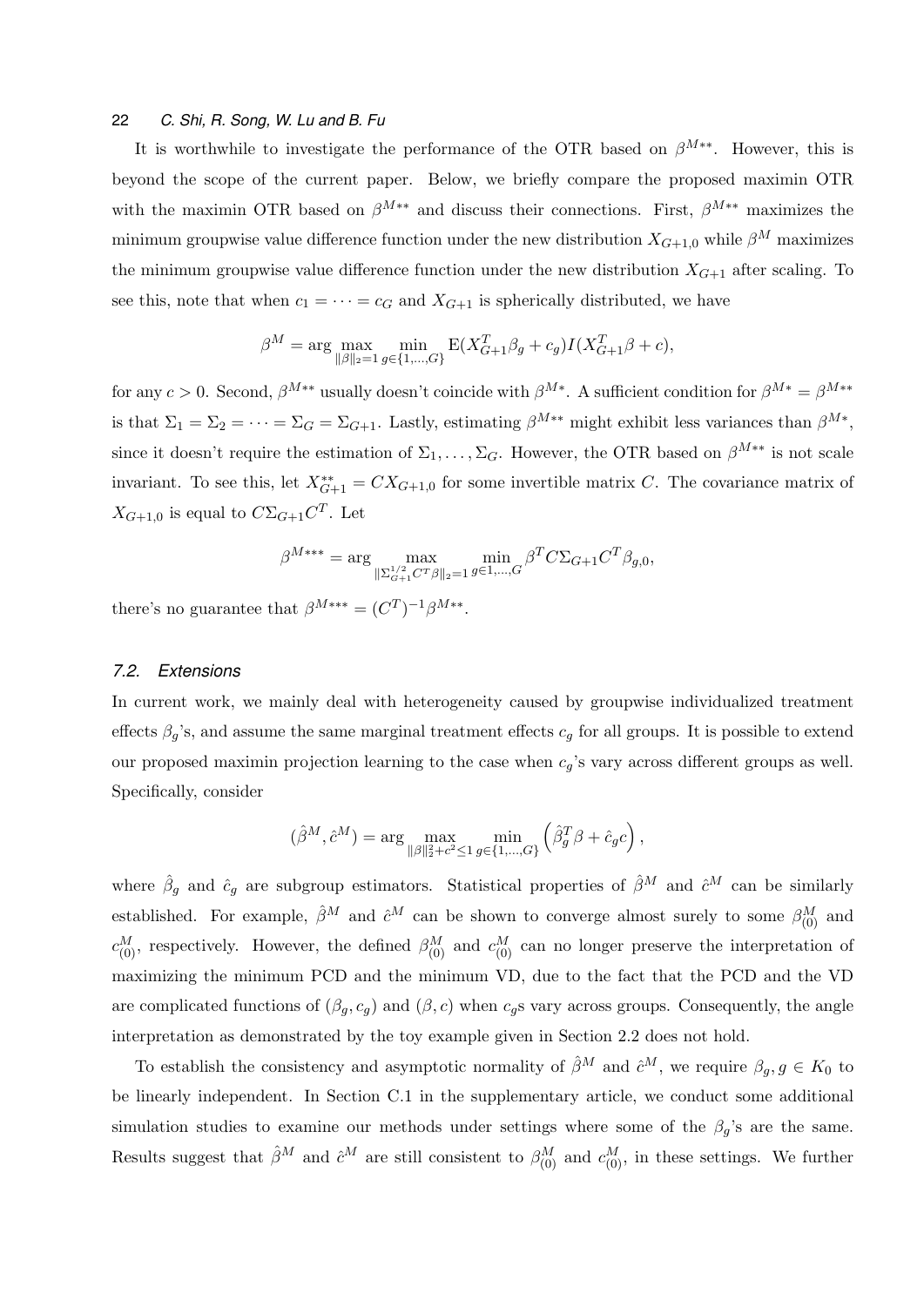It is worthwhile to investigate the performance of the OTR based on $\beta^{M**}$. However, this is beyond the scope of the current paper. Below, we briefly compare the proposed maximin OTR with the maximin OTR based on $\beta^{M**}$ and discuss their connections. First, $\beta^{M**}$ maximizes the minimum groupwise value difference function under the new distribution $X_{G+1,0}$ while $\beta^{M}$ maximizes the minimum groupwise value difference function under the new distribution $X_{G+1}$ after scaling. To see this, note that when $c_1 = \cdots = c_G$ and $X_{G+1}$ is spherically distributed, we have

$$\beta^{M} = \arg \max_{\|\beta\|_2=1} \min_{g\in\{1,\dots,G\}} \mathrm{E}(X_{G+1}^T\beta_g + c_g) I(X_{G+1}^T\beta + c),$$

for any $c > 0$. Second, $\beta^{M**}$ usually doesn't coincide with $\beta^{M*}$. A sufficient condition for $\beta^{M*} = \beta^{M**}$ is that $\Sigma_1 = \Sigma_2 = \cdots = \Sigma_G = \Sigma_{G+1}$. Lastly, estimating $\beta^{M**}$ might exhibit less variances than $\beta^{M*}$, since it doesn't require the estimation of $\Sigma_1, \dots, \Sigma_G$. However, the OTR based on $\beta^{M**}$ is not scale invariant. To see this, let $X_{G+1}^{**} = CX_{G+1,0}$ for some invertible matrix $C$. The covariance matrix of $X_{G+1,0}$ is equal to $C\Sigma_{G+1}C^T$. Let

$$\beta^{M***} = \arg \max_{\|\Sigma_{G+1}^{1/2} C^T \beta\|_2=1} \min_{g\in 1,\dots,G} \beta^T C \Sigma_{G+1} C^T \beta_{g,0},$$

there's no guarantee that $\beta^{M***} = (C^T)^{-1}\beta^{M**}$.

### 7.2. Extensions

In current work, we mainly deal with heterogeneity caused by groupwise individualized treatment effects $\beta_g$'s, and assume the same marginal treatment effects $c_g$ for all groups. It is possible to extend our proposed maximin projection learning to the case when $c_g$'s vary across different groups as well. Specifically, consider

$$(\hat{\beta}^M, \hat{c}^M) = \arg \max_{\|\beta\|_2^2 + c^2 \le 1} \min_{g\in\{1,\dots,G\}} \left( \hat{\beta}_g^T \beta + \hat{c}_g c \right),$$

where $\hat{\beta}_g$ and $\hat{c}_g$ are subgroup estimators. Statistical properties of $\hat{\beta}^M$ and $\hat{c}^M$ can be similarly established. For example, $\hat{\beta}^M$ and $\hat{c}^M$ can be shown to converge almost surely to some $\beta_{(0)}^M$ and $c_{(0)}^M$, respectively. However, the defined $\beta_{(0)}^M$ and $c_{(0)}^M$ can no longer preserve the interpretation of maximizing the minimum PCD and the minimum VD, due to the fact that the PCD and the VD are complicated functions of $(\beta_g, c_g)$ and $(\beta, c)$ when $c_g$s vary across groups. Consequently, the angle interpretation as demonstrated by the toy example given in Section 2.2 does not hold.

To establish the consistency and asymptotic normality of $\hat{\beta}^M$ and $\hat{c}^M$, we require $\beta_g, g \in K_0$ to be linearly independent. In Section C.1 in the supplementary article, we conduct some additional simulation studies to examine our methods under settings where some of the $\beta_g$'s are the same. Results suggest that $\hat{\beta}^M$ and $\hat{c}^M$ are still consistent to $\beta_{(0)}^M$ and $c_{(0)}^M$, in these settings. We further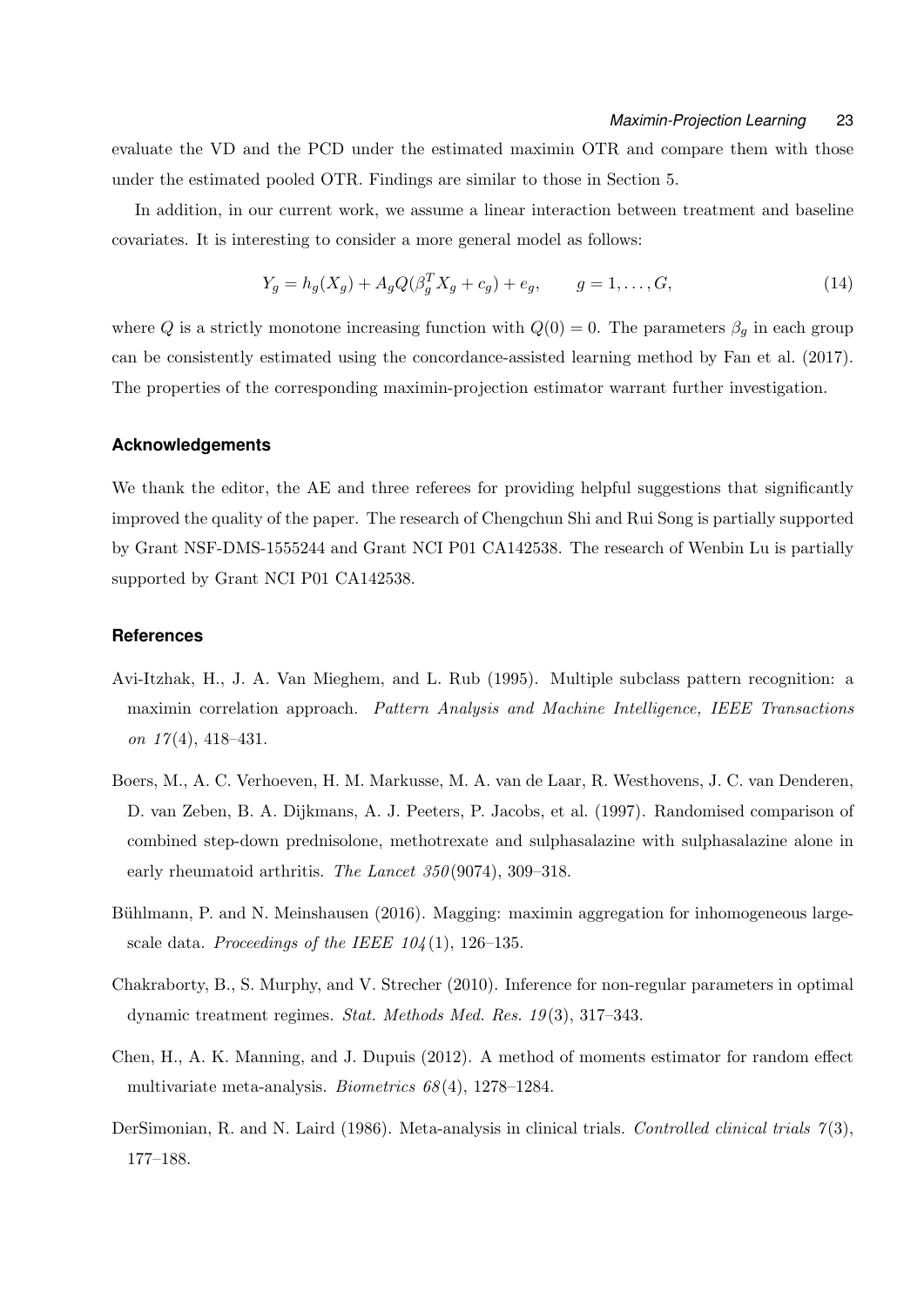evaluate the VD and the PCD under the estimated maximin OTR and compare them with those under the estimated pooled OTR. Findings are similar to those in Section 5.

In addition, in our current work, we assume a linear interaction between treatment and baseline covariates. It is interesting to consider a more general model as follows:

$$Y_g = h_g(X_g) + A_g Q(\beta_g^T X_g + c_g) + e_g, \qquad g = 1, \dots, G, \tag{14}$$

where $Q$ is a strictly monotone increasing function with $Q(0) = 0$. The parameters $\beta_g$ in each group can be consistently estimated using the concordance-assisted learning method by Fan et al. (2017). The properties of the corresponding maximin-projection estimator warrant further investigation.

## Acknowledgements

We thank the editor, the AE and three referees for providing helpful suggestions that significantly improved the quality of the paper. The research of Chengchun Shi and Rui Song is partially supported by Grant NSF-DMS-1555244 and Grant NCI P01 CA142538. The research of Wenbin Lu is partially supported by Grant NCI P01 CA142538.

## References

Avi-Itzhak, H., J. A. Van Mieghem, and L. Rub (1995). Multiple subclass pattern recognition: a maximin correlation approach. *Pattern Analysis and Machine Intelligence, IEEE Transactions on 17*(4), 418–431.

Boers, M., A. C. Verhoeven, H. M. Markusse, M. A. van de Laar, R. Westhovens, J. C. van Denderen, D. van Zeben, B. A. Dijkmans, A. J. Peeters, P. Jacobs, et al. (1997). Randomised comparison of combined step-down prednisolone, methotrexate and sulphasalazine with sulphasalazine alone in early rheumatoid arthritis. *The Lancet 350*(9074), 309–318.

Bühlmann, P. and N. Meinshausen (2016). Magging: maximin aggregation for inhomogeneous large-scale data. *Proceedings of the IEEE 104*(1), 126–135.

Chakraborty, B., S. Murphy, and V. Strecher (2010). Inference for non-regular parameters in optimal dynamic treatment regimes. *Stat. Methods Med. Res. 19*(3), 317–343.

Chen, H., A. K. Manning, and J. Dupuis (2012). A method of moments estimator for random effect multivariate meta-analysis. *Biometrics 68*(4), 1278–1284.

DerSimonian, R. and N. Laird (1986). Meta-analysis in clinical trials. *Controlled clinical trials 7*(3), 177–188.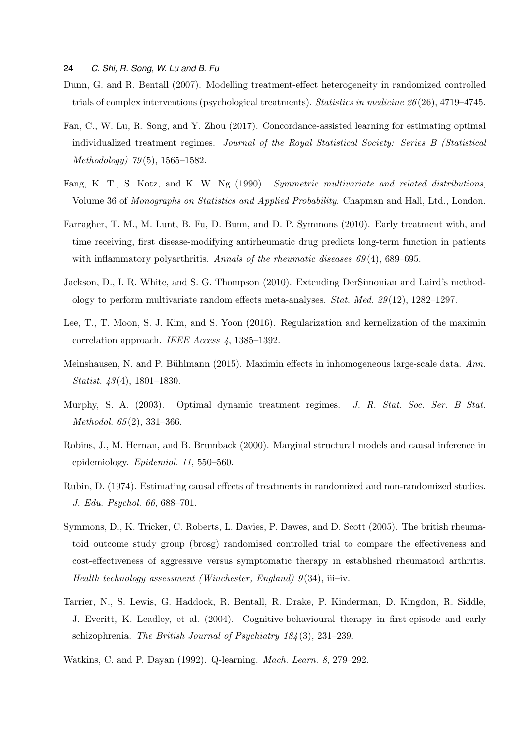Dunn, G. and R. Bentall (2007). Modelling treatment-effect heterogeneity in randomized controlled trials of complex interventions (psychological treatments). *Statistics in medicine 26*(26), 4719–4745.

Fan, C., W. Lu, R. Song, and Y. Zhou (2017). Concordance-assisted learning for estimating optimal individualized treatment regimes. *Journal of the Royal Statistical Society: Series B (Statistical Methodology) 79*(5), 1565–1582.

Fang, K. T., S. Kotz, and K. W. Ng (1990). *Symmetric multivariate and related distributions*, Volume 36 of *Monographs on Statistics and Applied Probability*. Chapman and Hall, Ltd., London.

Farragher, T. M., M. Lunt, B. Fu, D. Bunn, and D. P. Symmons (2010). Early treatment with, and time receiving, first disease-modifying antirheumatic drug predicts long-term function in patients with inflammatory polyarthritis. *Annals of the rheumatic diseases 69*(4), 689–695.

Jackson, D., I. R. White, and S. G. Thompson (2010). Extending DerSimonian and Laird's methodology to perform multivariate random effects meta-analyses. *Stat. Med. 29*(12), 1282–1297.

Lee, T., T. Moon, S. J. Kim, and S. Yoon (2016). Regularization and kernelization of the maximin correlation approach. *IEEE Access 4*, 1385–1392.

Meinshausen, N. and P. Bühlmann (2015). Maximin effects in inhomogeneous large-scale data. *Ann. Statist. 43*(4), 1801–1830.

Murphy, S. A. (2003). Optimal dynamic treatment regimes. *J. R. Stat. Soc. Ser. B Stat. Methodol. 65*(2), 331–366.

Robins, J., M. Hernan, and B. Brumback (2000). Marginal structural models and causal inference in epidemiology. *Epidemiol. 11*, 550–560.

Rubin, D. (1974). Estimating causal effects of treatments in randomized and non-randomized studies. *J. Edu. Psychol. 66*, 688–701.

Symmons, D., K. Tricker, C. Roberts, L. Davies, P. Dawes, and D. Scott (2005). The british rheumatoid outcome study group (brosg) randomised controlled trial to compare the effectiveness and cost-effectiveness of aggressive versus symptomatic therapy in established rheumatoid arthritis. *Health technology assessment (Winchester, England) 9*(34), iii–iv.

Tarrier, N., S. Lewis, G. Haddock, R. Bentall, R. Drake, P. Kinderman, D. Kingdon, R. Siddle, J. Everitt, K. Leadley, et al. (2004). Cognitive-behavioural therapy in first-episode and early schizophrenia. *The British Journal of Psychiatry 184*(3), 231–239.

Watkins, C. and P. Dayan (1992). Q-learning. *Mach. Learn. 8*, 279–292.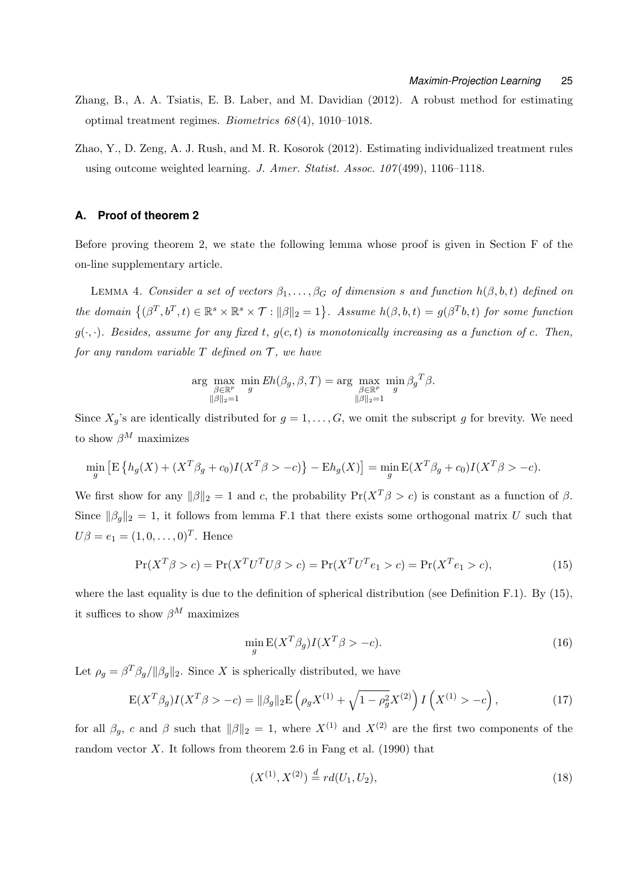Zhang, B., A. A. Tsiatis, E. B. Laber, and M. Davidian (2012). A robust method for estimating optimal treatment regimes. *Biometrics 68*(4), 1010–1018.

Zhao, Y., D. Zeng, A. J. Rush, and M. R. Kosorok (2012). Estimating individualized treatment rules using outcome weighted learning. *J. Amer. Statist. Assoc. 107*(499), 1106–1118.

## A. Proof of theorem 2

Before proving theorem 2, we state the following lemma whose proof is given in Section F of the on-line supplementary article.

LEMMA 4. *Consider a set of vectors $\beta_1, \ldots, \beta_G$ of dimension $s$ and function $h(\beta, b, t)$ defined on the domain $\left\{(\beta^T, b^T, t) \in \mathbb{R}^s \times \mathbb{R}^s \times \mathcal{T} : \|\beta\|_2 = 1\right\}$. Assume $h(\beta, b, t) = g(\beta^T b, t)$ for some function $g(\cdot, \cdot)$. Besides, assume for any fixed $t$, $g(c, t)$ is monotonically increasing as a function of $c$. Then, for any random variable $T$ defined on $\mathcal{T}$, we have*

$$\arg \max_{\substack{\beta \in \mathbb{R}^p \\ \|\beta\|_2 = 1}} \min_g Eh(\beta_g, \beta, T) = \arg \max_{\substack{\beta \in \mathbb{R}^p \\ \|\beta\|_2 = 1}} \min_g {\beta_g}^T \beta.$$

Since $X_g$'s are identically distributed for $g = 1, \ldots, G$, we omit the subscript $g$ for brevity. We need to show $\beta^M$ maximizes

$$\min_g \left[ \mathrm{E}\left\{ h_g(X) + (X^T\beta_g + c_0) I(X^T\beta > -c) \right\} - \mathrm{E}h_g(X) \right] = \min_g \mathrm{E}(X^T\beta_g + c_0) I(X^T\beta > -c).$$

We first show for any $\|\beta\|_2 = 1$ and $c$, the probability $\Pr(X^T\beta > c)$ is constant as a function of $\beta$. Since $\|\beta_g\|_2 = 1$, it follows from lemma F.1 that there exists some orthogonal matrix $U$ such that $U\beta = e_1 = (1, 0, \ldots, 0)^T$. Hence

$$\Pr(X^T\beta > c) = \Pr(X^T U^T U \beta > c) = \Pr(X^T U^T e_1 > c) = \Pr(X^T e_1 > c), \tag{15}$$

where the last equality is due to the definition of spherical distribution (see Definition F.1). By (15), it suffices to show $\beta^M$ maximizes

$$\min_g \mathrm{E}(X^T\beta_g) I(X^T\beta > -c). \tag{16}$$

Let $\rho_g = \beta^T\beta_g / \|\beta_g\|_2$. Since $X$ is spherically distributed, we have

$$\mathrm{E}(X^T\beta_g) I(X^T\beta > -c) = \|\beta_g\|_2 \mathrm{E}\left( \rho_g X^{(1)} + \sqrt{1 - \rho_g^2} X^{(2)} \right) I\left( X^{(1)} > -c \right), \tag{17}$$

for all $\beta_g$, $c$ and $\beta$ such that $\|\beta\|_2 = 1$, where $X^{(1)}$ and $X^{(2)}$ are the first two components of the random vector $X$. It follows from theorem 2.6 in Fang et al. (1990) that

$$(X^{(1)}, X^{(2)}) \stackrel{d}{=} rd(U_1, U_2), \tag{18}$$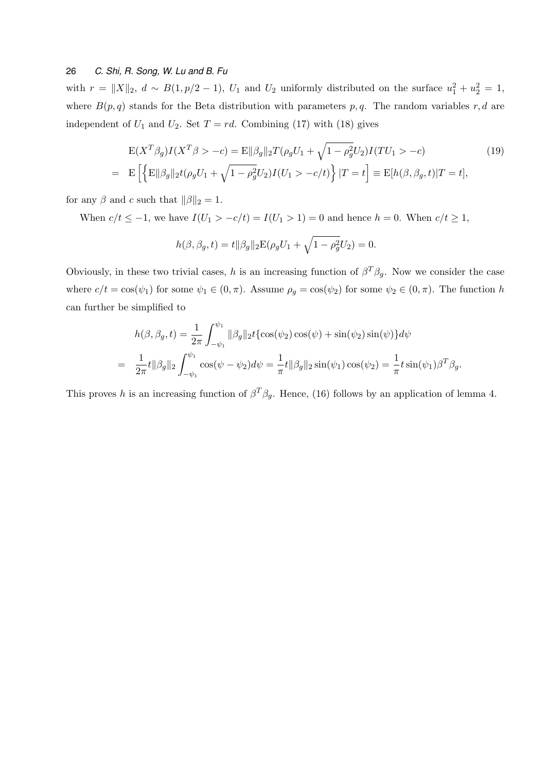with $r = \|X\|_2$, $d \sim B(1, p/2 - 1)$, $U_1$ and $U_2$ uniformly distributed on the surface $u_1^2 + u_2^2 = 1$, where $B(p, q)$ stands for the Beta distribution with parameters $p, q$. The random variables $r, d$ are independent of $U_1$ and $U_2$. Set $T = rd$. Combining (17) with (18) gives

$$
\begin{aligned}
& \mathrm{E}(X^T\beta_g)I(X^T\beta > -c) = \mathrm{E}\|\beta_g\|_2 T(\rho_g U_1 + \sqrt{1-\rho_g^2}U_2)I(TU_1 > -c) \qquad (19) \\
= \;& \mathrm{E}\left[\left\{\mathrm{E}\|\beta_g\|_2 t(\rho_g U_1 + \sqrt{1-\rho_g^2}U_2)I(U_1 > -c/t)\right\}|T = t\right] \equiv \mathrm{E}[h(\beta, \beta_g, t)|T = t],
\end{aligned}
$$

for any $\beta$ and $c$ such that $\|\beta\|_2 = 1$.

When $c/t \le -1$, we have $I(U_1 > -c/t) = I(U_1 > 1) = 0$ and hence $h = 0$. When $c/t \ge 1$,

$$
h(\beta, \beta_g, t) = t\|\beta_g\|_2 \mathrm{E}(\rho_g U_1 + \sqrt{1-\rho_g^2}U_2) = 0.
$$

Obviously, in these two trivial cases, $h$ is an increasing function of $\beta^T\beta_g$. Now we consider the case where $c/t = \cos(\psi_1)$ for some $\psi_1 \in (0, \pi)$. Assume $\rho_g = \cos(\psi_2)$ for some $\psi_2 \in (0, \pi)$. The function $h$ can further be simplified to

$$
\begin{aligned}
& h(\beta, \beta_g, t) = \frac{1}{2\pi}\int_{-\psi_1}^{\psi_1} \|\beta_g\|_2 t\{\cos(\psi_2)\cos(\psi) + \sin(\psi_2)\sin(\psi)\}d\psi \\
= \;& \frac{1}{2\pi}t\|\beta_g\|_2 \int_{-\psi_1}^{\psi_1} \cos(\psi - \psi_2)d\psi = \frac{1}{\pi}t\|\beta_g\|_2 \sin(\psi_1)\cos(\psi_2) = \frac{1}{\pi}t\sin(\psi_1)\beta^T\beta_g.
\end{aligned}
$$

This proves $h$ is an increasing function of $\beta^T\beta_g$. Hence, (16) follows by an application of lemma 4.